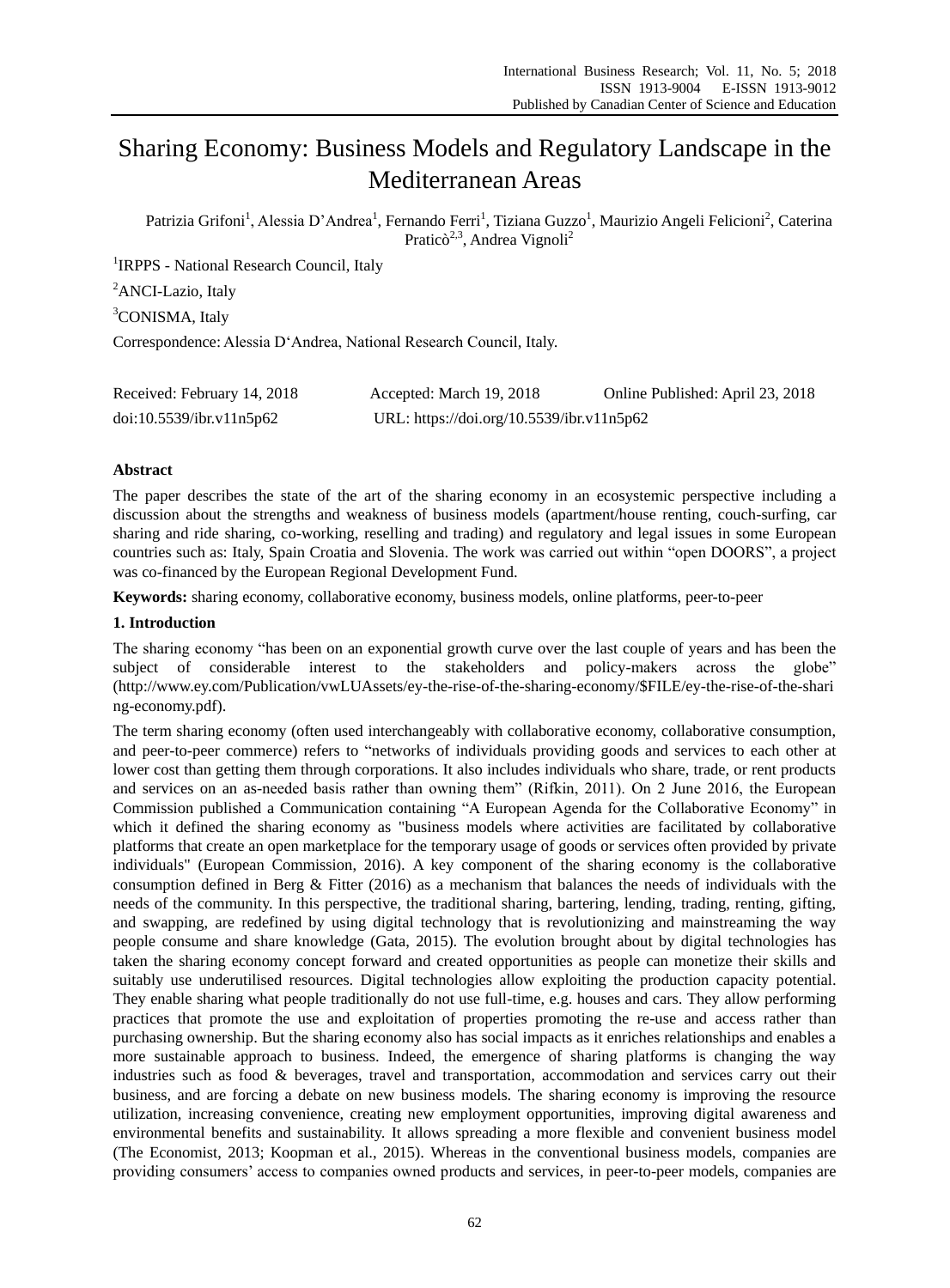# Sharing Economy: Business Models and Regulatory Landscape in the Mediterranean Areas

Patrizia Grifoni[1], Alessia D'Andrea[1], Fernando Ferri[1], Tiziana Guzzo[1], Maurizio Angeli Felicioni[2], Caterina Praticò[2,3], Andrea Vignoli[2]

[1]IRPPS - National Research Council, Italy

[2]ANCI-Lazio, Italy

[3]CONISMA, Italy

Correspondence: Alessia D'Andrea, National Research Council, Italy.

Received: February 14, 2018 Accepted: March 19, 2018 Online Published: April 23, 2018

doi:10.5539/ibr.v11n5p62 URL: https://doi.org/10.5539/ibr.v11n5p62

**Abstract**

The paper describes the state of the art of the sharing economy in an ecosystemic perspective including a discussion about the strengths and weakness of business models (apartment/house renting, couch-surfing, car sharing and ride sharing, co-working, reselling and trading) and regulatory and legal issues in some European countries such as: Italy, Spain Croatia and Slovenia. The work was carried out within "open DOORS", a project was co-financed by the European Regional Development Fund.

**Keywords:** sharing economy, collaborative economy, business models, online platforms, peer-to-peer

## 1. Introduction

The sharing economy "has been on an exponential growth curve over the last couple of years and has been the subject of considerable interest to the stakeholders and policy-makers across the globe" (http://www.ey.com/Publication/vwLUAssets/ey-the-rise-of-the-sharing-economy/$FILE/ey-the-rise-of-the-sharing-economy.pdf).

The term sharing economy (often used interchangeably with collaborative economy, collaborative consumption, and peer-to-peer commerce) refers to "networks of individuals providing goods and services to each other at lower cost than getting them through corporations. It also includes individuals who share, trade, or rent products and services on an as-needed basis rather than owning them" (Rifkin, 2011). On 2 June 2016, the European Commission published a Communication containing "A European Agenda for the Collaborative Economy" in which it defined the sharing economy as "business models where activities are facilitated by collaborative platforms that create an open marketplace for the temporary usage of goods or services often provided by private individuals" (European Commission, 2016). A key component of the sharing economy is the collaborative consumption defined in Berg & Fitter (2016) as a mechanism that balances the needs of individuals with the needs of the community. In this perspective, the traditional sharing, bartering, lending, trading, renting, gifting, and swapping, are redefined by using digital technology that is revolutionizing and mainstreaming the way people consume and share knowledge (Gata, 2015). The evolution brought about by digital technologies has taken the sharing economy concept forward and created opportunities as people can monetize their skills and suitably use underutilised resources. Digital technologies allow exploiting the production capacity potential. They enable sharing what people traditionally do not use full-time, e.g. houses and cars. They allow performing practices that promote the use and exploitation of properties promoting the re-use and access rather than purchasing ownership. But the sharing economy also has social impacts as it enriches relationships and enables a more sustainable approach to business. Indeed, the emergence of sharing platforms is changing the way industries such as food & beverages, travel and transportation, accommodation and services carry out their business, and are forcing a debate on new business models. The sharing economy is improving the resource utilization, increasing convenience, creating new employment opportunities, improving digital awareness and environmental benefits and sustainability. It allows spreading a more flexible and convenient business model (The Economist, 2013; Koopman et al., 2015). Whereas in the conventional business models, companies are providing consumers' access to companies owned products and services, in peer-to-peer models, companies are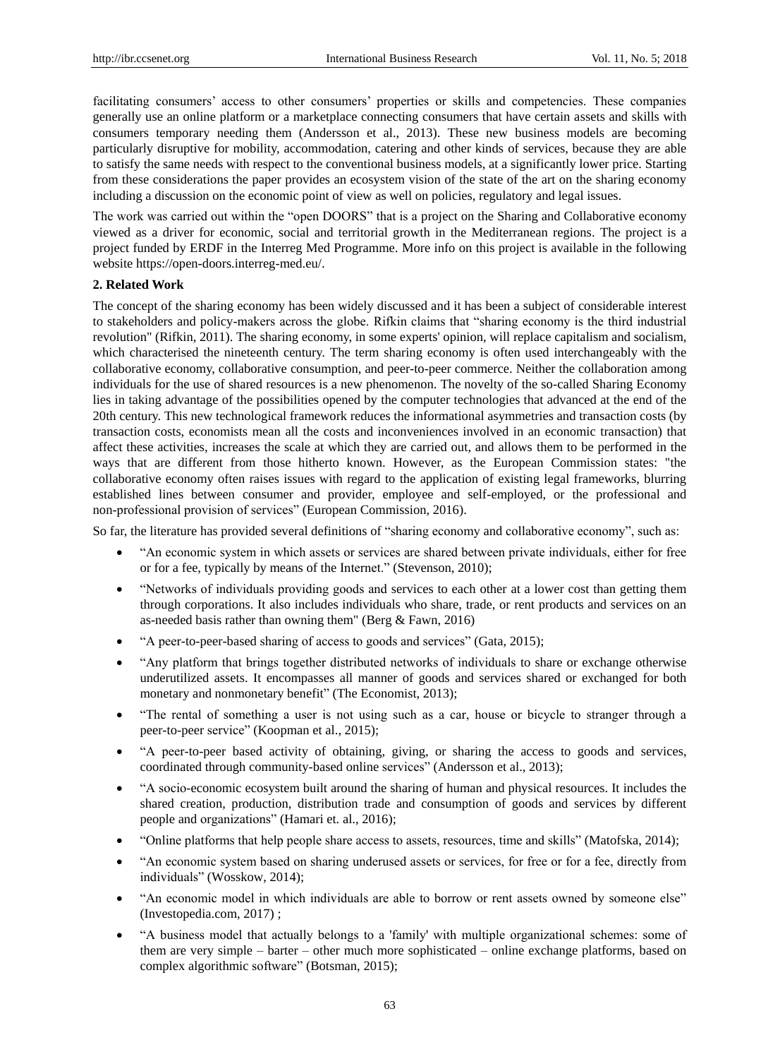facilitating consumers' access to other consumers' properties or skills and competencies. These companies generally use an online platform or a marketplace connecting consumers that have certain assets and skills with consumers temporary needing them (Andersson et al., 2013). These new business models are becoming particularly disruptive for mobility, accommodation, catering and other kinds of services, because they are able to satisfy the same needs with respect to the conventional business models, at a significantly lower price. Starting from these considerations the paper provides an ecosystem vision of the state of the art on the sharing economy including a discussion on the economic point of view as well on policies, regulatory and legal issues.

The work was carried out within the "open DOORS" that is a project on the Sharing and Collaborative economy viewed as a driver for economic, social and territorial growth in the Mediterranean regions. The project is a project funded by ERDF in the Interreg Med Programme. More info on this project is available in the following website https://open-doors.interreg-med.eu/.

## 2. Related Work

The concept of the sharing economy has been widely discussed and it has been a subject of considerable interest to stakeholders and policy-makers across the globe. Rifkin claims that "sharing economy is the third industrial revolution" (Rifkin, 2011). The sharing economy, in some experts' opinion, will replace capitalism and socialism, which characterised the nineteenth century. The term sharing economy is often used interchangeably with the collaborative economy, collaborative consumption, and peer-to-peer commerce. Neither the collaboration among individuals for the use of shared resources is a new phenomenon. The novelty of the so-called Sharing Economy lies in taking advantage of the possibilities opened by the computer technologies that advanced at the end of the 20th century. This new technological framework reduces the informational asymmetries and transaction costs (by transaction costs, economists mean all the costs and inconveniences involved in an economic transaction) that affect these activities, increases the scale at which they are carried out, and allows them to be performed in the ways that are different from those hitherto known. However, as the European Commission states: "the collaborative economy often raises issues with regard to the application of existing legal frameworks, blurring established lines between consumer and provider, employee and self-employed, or the professional and non-professional provision of services" (European Commission, 2016).

So far, the literature has provided several definitions of "sharing economy and collaborative economy", such as:

- "An economic system in which assets or services are shared between private individuals, either for free or for a fee, typically by means of the Internet." (Stevenson, 2010);
- "Networks of individuals providing goods and services to each other at a lower cost than getting them through corporations. It also includes individuals who share, trade, or rent products and services on an as-needed basis rather than owning them" (Berg & Fawn, 2016)
- "A peer-to-peer-based sharing of access to goods and services" (Gata, 2015);
- "Any platform that brings together distributed networks of individuals to share or exchange otherwise underutilized assets. It encompasses all manner of goods and services shared or exchanged for both monetary and nonmonetary benefit" (The Economist, 2013);
- "The rental of something a user is not using such as a car, house or bicycle to stranger through a peer-to-peer service" (Koopman et al., 2015);
- "A peer-to-peer based activity of obtaining, giving, or sharing the access to goods and services, coordinated through community-based online services" (Andersson et al., 2013);
- "A socio-economic ecosystem built around the sharing of human and physical resources. It includes the shared creation, production, distribution trade and consumption of goods and services by different people and organizations" (Hamari et. al., 2016);
- "Online platforms that help people share access to assets, resources, time and skills" (Matofska, 2014);
- "An economic system based on sharing underused assets or services, for free or for a fee, directly from individuals" (Wosskow, 2014);
- "An economic model in which individuals are able to borrow or rent assets owned by someone else" (Investopedia.com, 2017) ;
- "A business model that actually belongs to a 'family' with multiple organizational schemes: some of them are very simple – barter – other much more sophisticated – online exchange platforms, based on complex algorithmic software" (Botsman, 2015);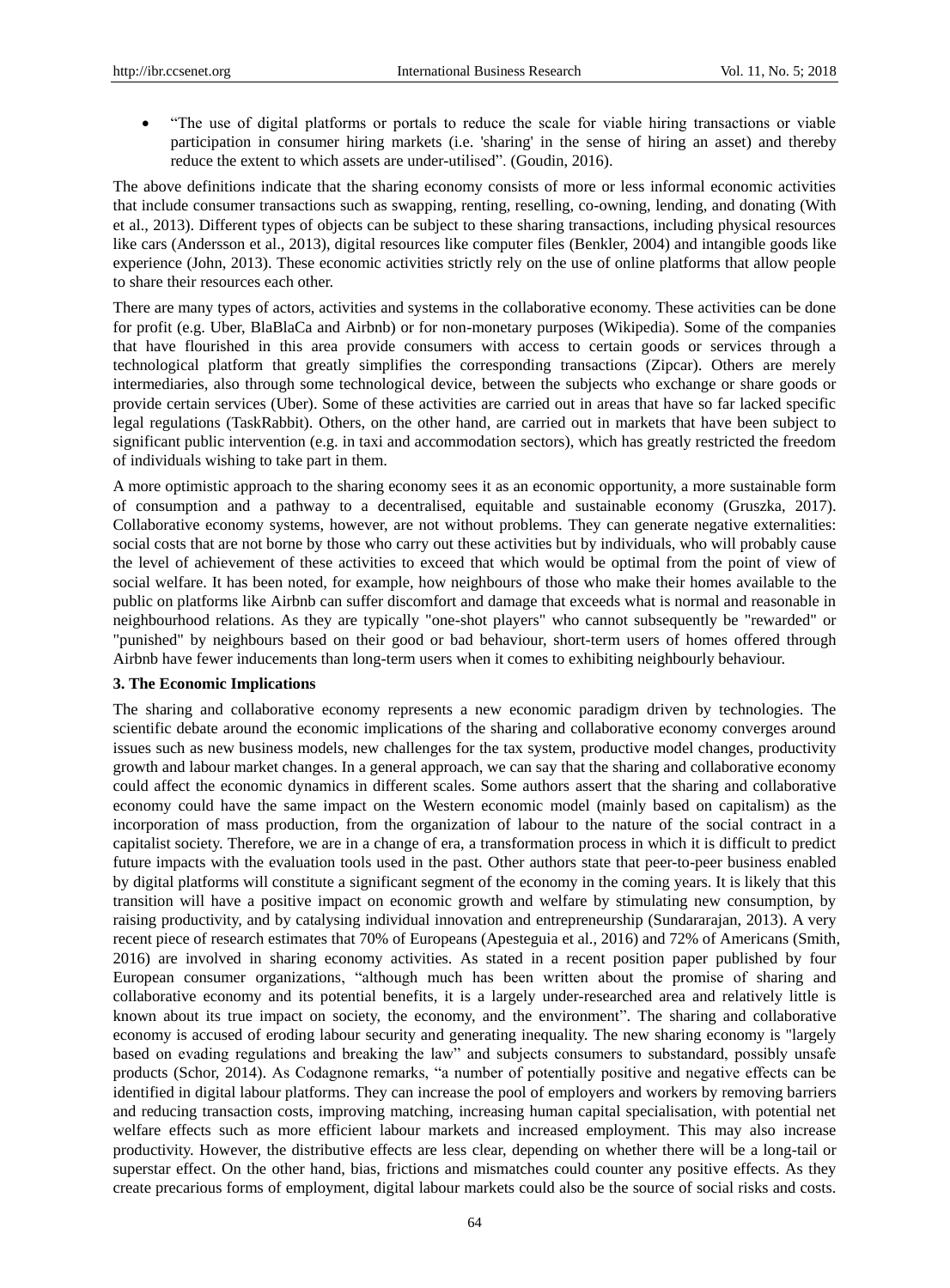- "The use of digital platforms or portals to reduce the scale for viable hiring transactions or viable participation in consumer hiring markets (i.e. 'sharing' in the sense of hiring an asset) and thereby reduce the extent to which assets are under-utilised". (Goudin, 2016).

The above definitions indicate that the sharing economy consists of more or less informal economic activities that include consumer transactions such as swapping, renting, reselling, co-owning, lending, and donating (With et al., 2013). Different types of objects can be subject to these sharing transactions, including physical resources like cars (Andersson et al., 2013), digital resources like computer files (Benkler, 2004) and intangible goods like experience (John, 2013). These economic activities strictly rely on the use of online platforms that allow people to share their resources each other.

There are many types of actors, activities and systems in the collaborative economy. These activities can be done for profit (e.g. Uber, BlaBlaCa and Airbnb) or for non-monetary purposes (Wikipedia). Some of the companies that have flourished in this area provide consumers with access to certain goods or services through a technological platform that greatly simplifies the corresponding transactions (Zipcar). Others are merely intermediaries, also through some technological device, between the subjects who exchange or share goods or provide certain services (Uber). Some of these activities are carried out in areas that have so far lacked specific legal regulations (TaskRabbit). Others, on the other hand, are carried out in markets that have been subject to significant public intervention (e.g. in taxi and accommodation sectors), which has greatly restricted the freedom of individuals wishing to take part in them.

A more optimistic approach to the sharing economy sees it as an economic opportunity, a more sustainable form of consumption and a pathway to a decentralised, equitable and sustainable economy (Gruszka, 2017). Collaborative economy systems, however, are not without problems. They can generate negative externalities: social costs that are not borne by those who carry out these activities but by individuals, who will probably cause the level of achievement of these activities to exceed that which would be optimal from the point of view of social welfare. It has been noted, for example, how neighbours of those who make their homes available to the public on platforms like Airbnb can suffer discomfort and damage that exceeds what is normal and reasonable in neighbourhood relations. As they are typically "one-shot players" who cannot subsequently be "rewarded" or "punished" by neighbours based on their good or bad behaviour, short-term users of homes offered through Airbnb have fewer inducements than long-term users when it comes to exhibiting neighbourly behaviour.

## 3. The Economic Implications

The sharing and collaborative economy represents a new economic paradigm driven by technologies. The scientific debate around the economic implications of the sharing and collaborative economy converges around issues such as new business models, new challenges for the tax system, productive model changes, productivity growth and labour market changes. In a general approach, we can say that the sharing and collaborative economy could affect the economic dynamics in different scales. Some authors assert that the sharing and collaborative economy could have the same impact on the Western economic model (mainly based on capitalism) as the incorporation of mass production, from the organization of labour to the nature of the social contract in a capitalist society. Therefore, we are in a change of era, a transformation process in which it is difficult to predict future impacts with the evaluation tools used in the past. Other authors state that peer-to-peer business enabled by digital platforms will constitute a significant segment of the economy in the coming years. It is likely that this transition will have a positive impact on economic growth and welfare by stimulating new consumption, by raising productivity, and by catalysing individual innovation and entrepreneurship (Sundararajan, 2013). A very recent piece of research estimates that 70% of Europeans (Apesteguia et al., 2016) and 72% of Americans (Smith, 2016) are involved in sharing economy activities. As stated in a recent position paper published by four European consumer organizations, "although much has been written about the promise of sharing and collaborative economy and its potential benefits, it is a largely under-researched area and relatively little is known about its true impact on society, the economy, and the environment". The sharing and collaborative economy is accused of eroding labour security and generating inequality. The new sharing economy is "largely based on evading regulations and breaking the law" and subjects consumers to substandard, possibly unsafe products (Schor, 2014). As Codagnone remarks, "a number of potentially positive and negative effects can be identified in digital labour platforms. They can increase the pool of employers and workers by removing barriers and reducing transaction costs, improving matching, increasing human capital specialisation, with potential net welfare effects such as more efficient labour markets and increased employment. This may also increase productivity. However, the distributive effects are less clear, depending on whether there will be a long-tail or superstar effect. On the other hand, bias, frictions and mismatches could counter any positive effects. As they create precarious forms of employment, digital labour markets could also be the source of social risks and costs.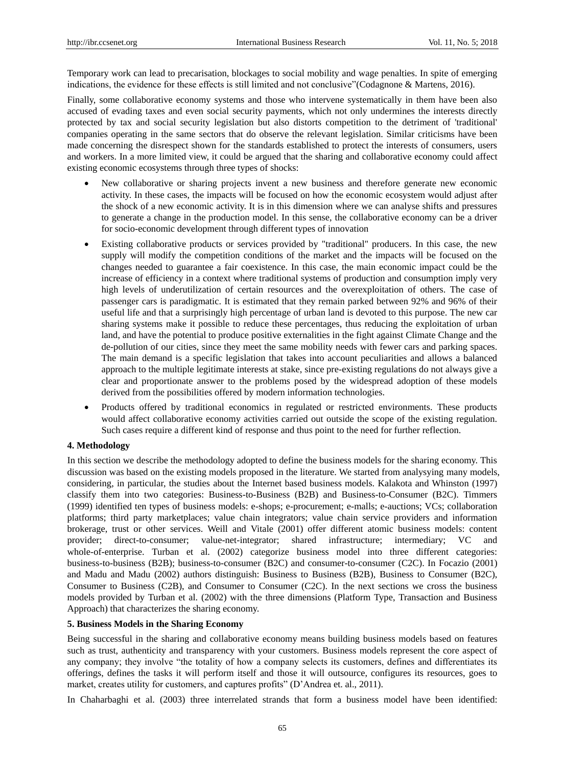Temporary work can lead to precarisation, blockages to social mobility and wage penalties. In spite of emerging indications, the evidence for these effects is still limited and not conclusive"(Codagnone & Martens, 2016).

Finally, some collaborative economy systems and those who intervene systematically in them have been also accused of evading taxes and even social security payments, which not only undermines the interests directly protected by tax and social security legislation but also distorts competition to the detriment of 'traditional' companies operating in the same sectors that do observe the relevant legislation. Similar criticisms have been made concerning the disrespect shown for the standards established to protect the interests of consumers, users and workers. In a more limited view, it could be argued that the sharing and collaborative economy could affect existing economic ecosystems through three types of shocks:

- New collaborative or sharing projects invent a new business and therefore generate new economic activity. In these cases, the impacts will be focused on how the economic ecosystem would adjust after the shock of a new economic activity. It is in this dimension where we can analyse shifts and pressures to generate a change in the production model. In this sense, the collaborative economy can be a driver for socio-economic development through different types of innovation
- Existing collaborative products or services provided by "traditional" producers. In this case, the new supply will modify the competition conditions of the market and the impacts will be focused on the changes needed to guarantee a fair coexistence. In this case, the main economic impact could be the increase of efficiency in a context where traditional systems of production and consumption imply very high levels of underutilization of certain resources and the overexploitation of others. The case of passenger cars is paradigmatic. It is estimated that they remain parked between 92% and 96% of their useful life and that a surprisingly high percentage of urban land is devoted to this purpose. The new car sharing systems make it possible to reduce these percentages, thus reducing the exploitation of urban land, and have the potential to produce positive externalities in the fight against Climate Change and the de-pollution of our cities, since they meet the same mobility needs with fewer cars and parking spaces. The main demand is a specific legislation that takes into account peculiarities and allows a balanced approach to the multiple legitimate interests at stake, since pre-existing regulations do not always give a clear and proportionate answer to the problems posed by the widespread adoption of these models derived from the possibilities offered by modern information technologies.
- Products offered by traditional economics in regulated or restricted environments. These products would affect collaborative economy activities carried out outside the scope of the existing regulation. Such cases require a different kind of response and thus point to the need for further reflection.

### 4. Methodology

In this section we describe the methodology adopted to define the business models for the sharing economy. This discussion was based on the existing models proposed in the literature. We started from analysying many models, considering, in particular, the studies about the Internet based business models. Kalakota and Whinston (1997) classify them into two categories: Business-to-Business (B2B) and Business-to-Consumer (B2C). Timmers (1999) identified ten types of business models: e-shops; e-procurement; e-malls; e-auctions; VCs; collaboration platforms; third party marketplaces; value chain integrators; value chain service providers and information brokerage, trust or other services. Weill and Vitale (2001) offer different atomic business models: content provider; direct-to-consumer; value-net-integrator; shared infrastructure; intermediary; VC and whole-of-enterprise. Turban et al. (2002) categorize business model into three different categories: business-to-business (B2B); business-to-consumer (B2C) and consumer-to-consumer (C2C). In Focazio (2001) and Madu and Madu (2002) authors distinguish: Business to Business (B2B), Business to Consumer (B2C), Consumer to Business (C2B), and Consumer to Consumer (C2C). In the next sections we cross the business models provided by Turban et al. (2002) with the three dimensions (Platform Type, Transaction and Business Approach) that characterizes the sharing economy.

### 5. Business Models in the Sharing Economy

Being successful in the sharing and collaborative economy means building business models based on features such as trust, authenticity and transparency with your customers. Business models represent the core aspect of any company; they involve "the totality of how a company selects its customers, defines and differentiates its offerings, defines the tasks it will perform itself and those it will outsource, configures its resources, goes to market, creates utility for customers, and captures profits" (D'Andrea et. al., 2011).

In Chaharbaghi et al. (2003) three interrelated strands that form a business model have been identified: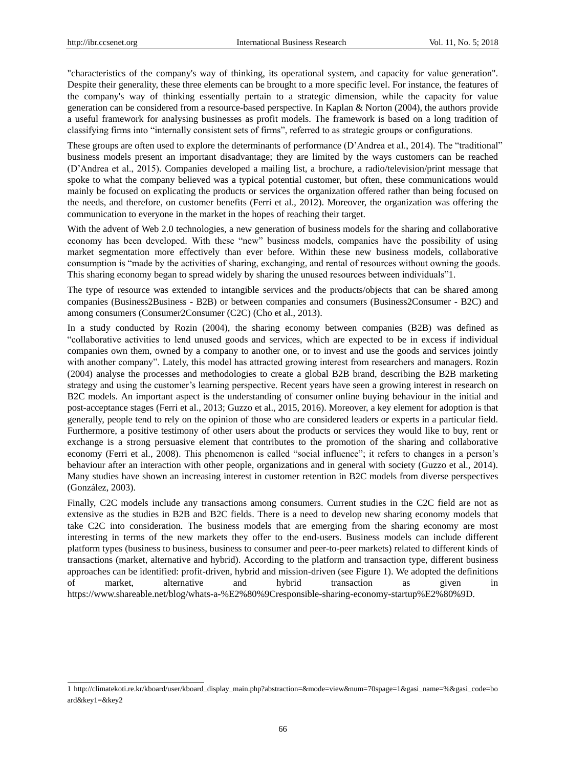"characteristics of the company's way of thinking, its operational system, and capacity for value generation". Despite their generality, these three elements can be brought to a more specific level. For instance, the features of the company's way of thinking essentially pertain to a strategic dimension, while the capacity for value generation can be considered from a resource-based perspective. In Kaplan & Norton (2004), the authors provide a useful framework for analysing businesses as profit models. The framework is based on a long tradition of classifying firms into "internally consistent sets of firms", referred to as strategic groups or configurations.

These groups are often used to explore the determinants of performance (D'Andrea et al., 2014). The "traditional" business models present an important disadvantage; they are limited by the ways customers can be reached (D'Andrea et al., 2015). Companies developed a mailing list, a brochure, a radio/television/print message that spoke to what the company believed was a typical potential customer, but often, these communications would mainly be focused on explicating the products or services the organization offered rather than being focused on the needs, and therefore, on customer benefits (Ferri et al., 2012). Moreover, the organization was offering the communication to everyone in the market in the hopes of reaching their target.

With the advent of Web 2.0 technologies, a new generation of business models for the sharing and collaborative economy has been developed. With these "new" business models, companies have the possibility of using market segmentation more effectively than ever before. Within these new business models, collaborative consumption is "made by the activities of sharing, exchanging, and rental of resources without owning the goods. This sharing economy began to spread widely by sharing the unused resources between individuals"[1].

The type of resource was extended to intangible services and the products/objects that can be shared among companies (Business2Business - B2B) or between companies and consumers (Business2Consumer - B2C) and among consumers (Consumer2Consumer (C2C) (Cho et al., 2013).

In a study conducted by Rozin (2004), the sharing economy between companies (B2B) was defined as "collaborative activities to lend unused goods and services, which are expected to be in excess if individual companies own them, owned by a company to another one, or to invest and use the goods and services jointly with another company". Lately, this model has attracted growing interest from researchers and managers. Rozin (2004) analyse the processes and methodologies to create a global B2B brand, describing the B2B marketing strategy and using the customer's learning perspective. Recent years have seen a growing interest in research on B2C models. An important aspect is the understanding of consumer online buying behaviour in the initial and post-acceptance stages (Ferri et al., 2013; Guzzo et al., 2015, 2016). Moreover, a key element for adoption is that generally, people tend to rely on the opinion of those who are considered leaders or experts in a particular field. Furthermore, a positive testimony of other users about the products or services they would like to buy, rent or exchange is a strong persuasive element that contributes to the promotion of the sharing and collaborative economy (Ferri et al., 2008). This phenomenon is called "social influence"; it refers to changes in a person's behaviour after an interaction with other people, organizations and in general with society (Guzzo et al., 2014). Many studies have shown an increasing interest in customer retention in B2C models from diverse perspectives (González, 2003).

Finally, C2C models include any transactions among consumers. Current studies in the C2C field are not as extensive as the studies in B2B and B2C fields. There is a need to develop new sharing economy models that take C2C into consideration. The business models that are emerging from the sharing economy are most interesting in terms of the new markets they offer to the end-users. Business models can include different platform types (business to business, business to consumer and peer-to-peer markets) related to different kinds of transactions (market, alternative and hybrid). According to the platform and transaction type, different business approaches can be identified: profit-driven, hybrid and mission-driven (see Figure 1). We adopted the definitions of market, alternative and hybrid transaction as given in https://www.shareable.net/blog/whats-a-%E2%80%9Cresponsible-sharing-economy-startup%E2%80%9D.

[1] http://climatekoti.re.kr/kboard/user/kboard_display_main.php?abstraction=&mode=view&num=70spage=1&gasi_name=%&gasi_code=board&key1=&key2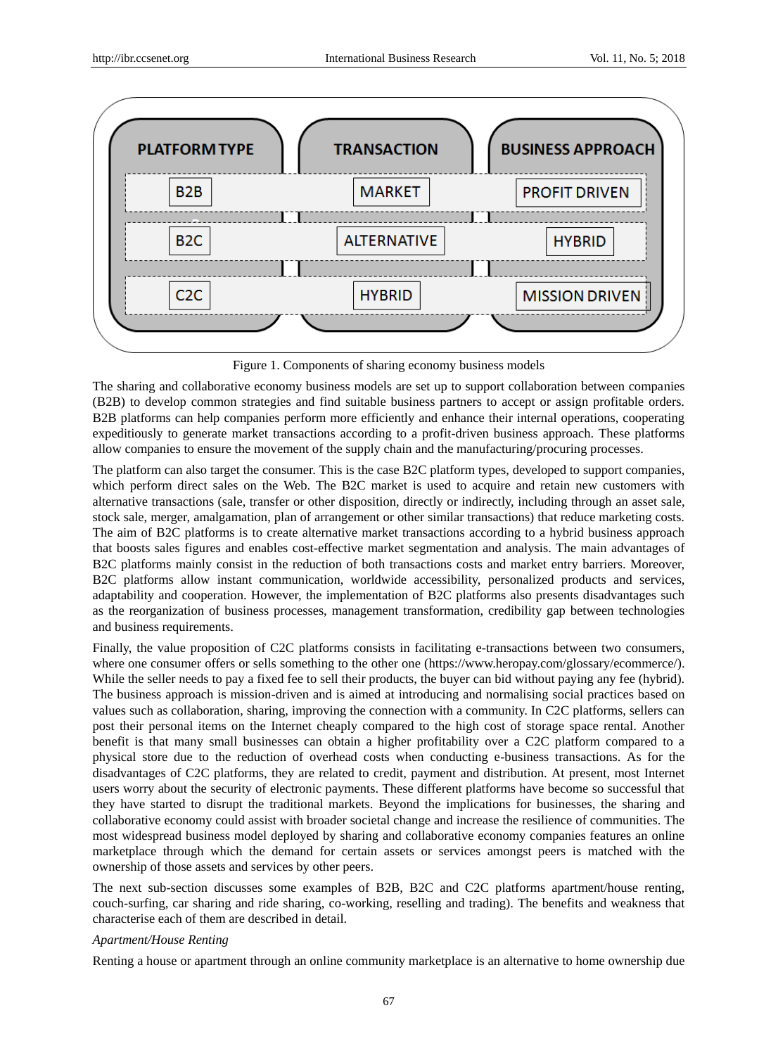| PLATFORM TYPE | TRANSACTION | BUSINESS APPROACH |
|---|---|---|
| B2B | MARKET | PROFIT DRIVEN |
| B2C | ALTERNATIVE | HYBRID |
| C2C | HYBRID | MISSION DRIVEN |

Figure 1. Components of sharing economy business models

The sharing and collaborative economy business models are set up to support collaboration between companies (B2B) to develop common strategies and find suitable business partners to accept or assign profitable orders. B2B platforms can help companies perform more efficiently and enhance their internal operations, cooperating expeditiously to generate market transactions according to a profit-driven business approach. These platforms allow companies to ensure the movement of the supply chain and the manufacturing/procuring processes.

The platform can also target the consumer. This is the case B2C platform types, developed to support companies, which perform direct sales on the Web. The B2C market is used to acquire and retain new customers with alternative transactions (sale, transfer or other disposition, directly or indirectly, including through an asset sale, stock sale, merger, amalgamation, plan of arrangement or other similar transactions) that reduce marketing costs. The aim of B2C platforms is to create alternative market transactions according to a hybrid business approach that boosts sales figures and enables cost-effective market segmentation and analysis. The main advantages of B2C platforms mainly consist in the reduction of both transactions costs and market entry barriers. Moreover, B2C platforms allow instant communication, worldwide accessibility, personalized products and services, adaptability and cooperation. However, the implementation of B2C platforms also presents disadvantages such as the reorganization of business processes, management transformation, credibility gap between technologies and business requirements.

Finally, the value proposition of C2C platforms consists in facilitating e-transactions between two consumers, where one consumer offers or sells something to the other one (https://www.heropay.com/glossary/ecommerce/). While the seller needs to pay a fixed fee to sell their products, the buyer can bid without paying any fee (hybrid). The business approach is mission-driven and is aimed at introducing and normalising social practices based on values such as collaboration, sharing, improving the connection with a community. In C2C platforms, sellers can post their personal items on the Internet cheaply compared to the high cost of storage space rental. Another benefit is that many small businesses can obtain a higher profitability over a C2C platform compared to a physical store due to the reduction of overhead costs when conducting e-business transactions. As for the disadvantages of C2C platforms, they are related to credit, payment and distribution. At present, most Internet users worry about the security of electronic payments. These different platforms have become so successful that they have started to disrupt the traditional markets. Beyond the implications for businesses, the sharing and collaborative economy could assist with broader societal change and increase the resilience of communities. The most widespread business model deployed by sharing and collaborative economy companies features an online marketplace through which the demand for certain assets or services amongst peers is matched with the ownership of those assets and services by other peers.

The next sub-section discusses some examples of B2B, B2C and C2C platforms apartment/house renting, couch-surfing, car sharing and ride sharing, co-working, reselling and trading). The benefits and weakness that characterise each of them are described in detail.

*Apartment/House Renting*

Renting a house or apartment through an online community marketplace is an alternative to home ownership due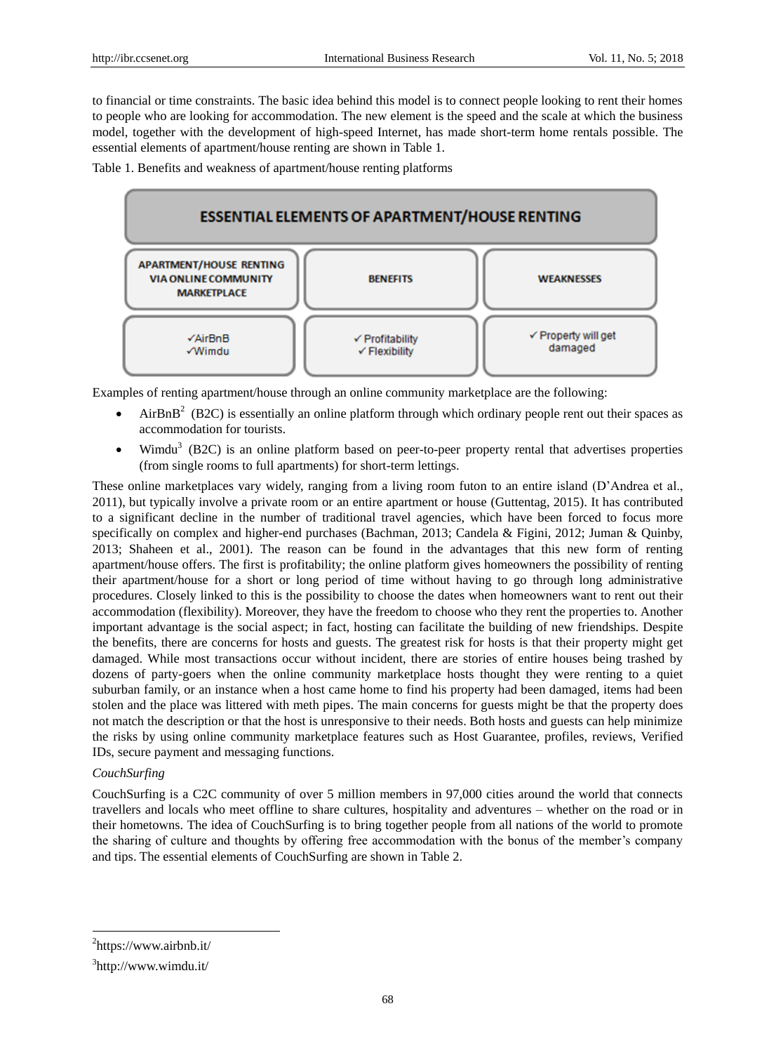to financial or time constraints. The basic idea behind this model is to connect people looking to rent their homes to people who are looking for accommodation. The new element is the speed and the scale at which the business model, together with the development of high-speed Internet, has made short-term home rentals possible. The essential elements of apartment/house renting are shown in Table 1.

Table 1. Benefits and weakness of apartment/house renting platforms

| ESSENTIAL ELEMENTS OF APARTMENT/HOUSE RENTING | | |
|---|---|---|
| APARTMENT/HOUSE RENTING VIA ONLINE COMMUNITY MARKETPLACE | BENEFITS | WEAKNESSES |
| ✓AirBnB<br>✓Wimdu | ✓ Profitability<br>✓ Flexibility | ✓ Property will get damaged |

Examples of renting apartment/house through an online community marketplace are the following:

- AirBnB[2] (B2C) is essentially an online platform through which ordinary people rent out their spaces as accommodation for tourists.
- Wimdu[3] (B2C) is an online platform based on peer-to-peer property rental that advertises properties (from single rooms to full apartments) for short-term lettings.

These online marketplaces vary widely, ranging from a living room futon to an entire island (D'Andrea et al., 2011), but typically involve a private room or an entire apartment or house (Guttentag, 2015). It has contributed to a significant decline in the number of traditional travel agencies, which have been forced to focus more specifically on complex and higher-end purchases (Bachman, 2013; Candela & Figini, 2012; Juman & Quinby, 2013; Shaheen et al., 2001). The reason can be found in the advantages that this new form of renting apartment/house offers. The first is profitability; the online platform gives homeowners the possibility of renting their apartment/house for a short or long period of time without having to go through long administrative procedures. Closely linked to this is the possibility to choose the dates when homeowners want to rent out their accommodation (flexibility). Moreover, they have the freedom to choose who they rent the properties to. Another important advantage is the social aspect; in fact, hosting can facilitate the building of new friendships. Despite the benefits, there are concerns for hosts and guests. The greatest risk for hosts is that their property might get damaged. While most transactions occur without incident, there are stories of entire houses being trashed by dozens of party-goers when the online community marketplace hosts thought they were renting to a quiet suburban family, or an instance when a host came home to find his property had been damaged, items had been stolen and the place was littered with meth pipes. The main concerns for guests might be that the property does not match the description or that the host is unresponsive to their needs. Both hosts and guests can help minimize the risks by using online community marketplace features such as Host Guarantee, profiles, reviews, Verified IDs, secure payment and messaging functions.

*CouchSurfing*

CouchSurfing is a C2C community of over 5 million members in 97,000 cities around the world that connects travellers and locals who meet offline to share cultures, hospitality and adventures – whether on the road or in their hometowns. The idea of CouchSurfing is to bring together people from all nations of the world to promote the sharing of culture and thoughts by offering free accommodation with the bonus of the member's company and tips. The essential elements of CouchSurfing are shown in Table 2.

---

[2]https://www.airbnb.it/

[3]http://www.wimdu.it/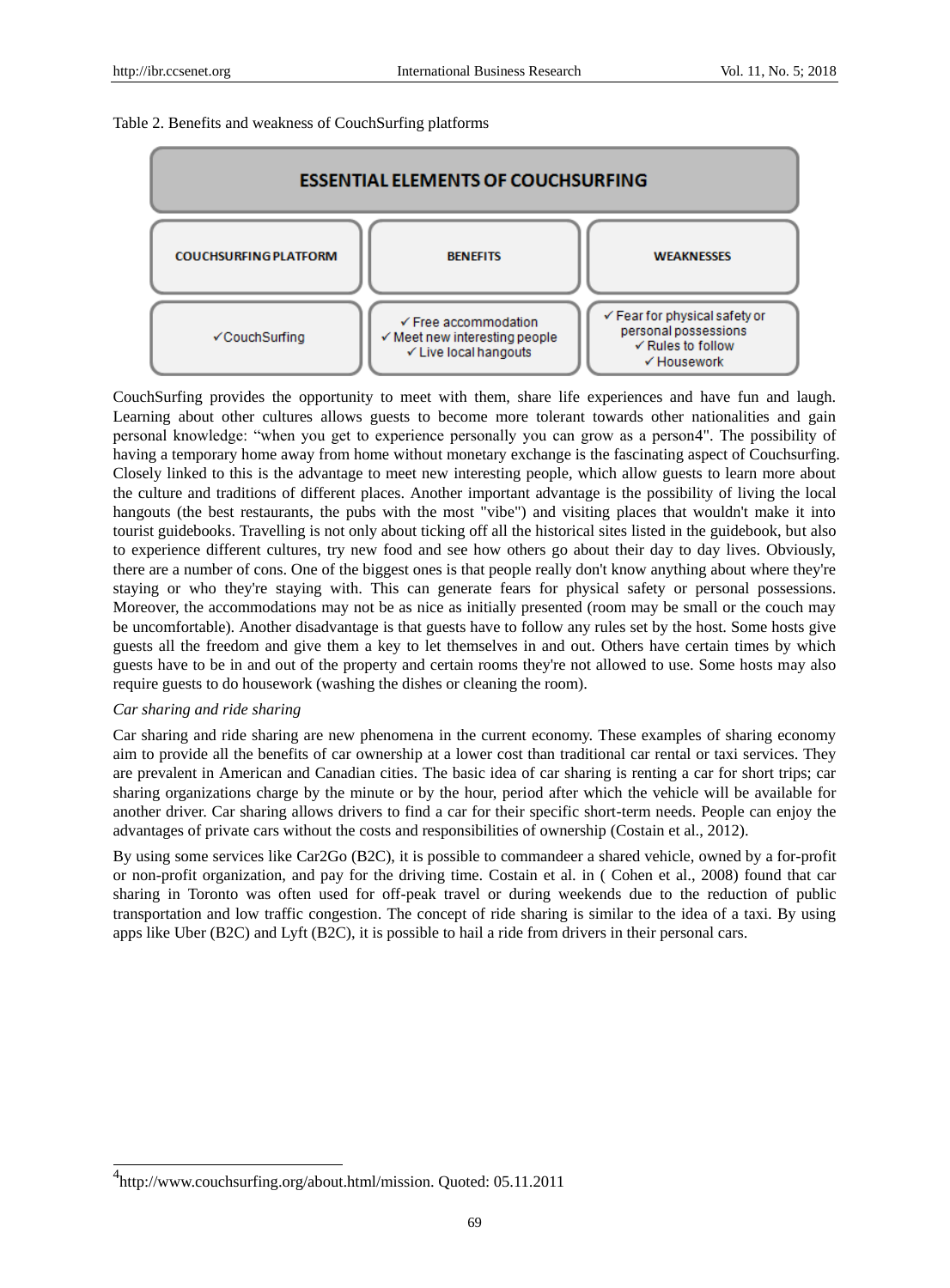Table 2. Benefits and weakness of CouchSurfing platforms

| ESSENTIAL ELEMENTS OF COUCHSURFING | | |
|---|---|---|
| **COUCHSURFING PLATFORM** | **BENEFITS** | **WEAKNESSES** |
| ✓CouchSurfing | ✓ Free accommodation<br>✓ Meet new interesting people<br>✓ Live local hangouts | ✓ Fear for physical safety or personal possessions<br>✓ Rules to follow<br>✓ Housework |

CouchSurfing provides the opportunity to meet with them, share life experiences and have fun and laugh. Learning about other cultures allows guests to become more tolerant towards other nationalities and gain personal knowledge: "when you get to experience personally you can grow as a person[4]". The possibility of having a temporary home away from home without monetary exchange is the fascinating aspect of Couchsurfing. Closely linked to this is the advantage to meet new interesting people, which allow guests to learn more about the culture and traditions of different places. Another important advantage is the possibility of living the local hangouts (the best restaurants, the pubs with the most "vibe") and visiting places that wouldn't make it into tourist guidebooks. Travelling is not only about ticking off all the historical sites listed in the guidebook, but also to experience different cultures, try new food and see how others go about their day to day lives. Obviously, there are a number of cons. One of the biggest ones is that people really don't know anything about where they're staying or who they're staying with. This can generate fears for physical safety or personal possessions. Moreover, the accommodations may not be as nice as initially presented (room may be small or the couch may be uncomfortable). Another disadvantage is that guests have to follow any rules set by the host. Some hosts give guests all the freedom and give them a key to let themselves in and out. Others have certain times by which guests have to be in and out of the property and certain rooms they're not allowed to use. Some hosts may also require guests to do housework (washing the dishes or cleaning the room).

*Car sharing and ride sharing*

Car sharing and ride sharing are new phenomena in the current economy. These examples of sharing economy aim to provide all the benefits of car ownership at a lower cost than traditional car rental or taxi services. They are prevalent in American and Canadian cities. The basic idea of car sharing is renting a car for short trips; car sharing organizations charge by the minute or by the hour, period after which the vehicle will be available for another driver. Car sharing allows drivers to find a car for their specific short-term needs. People can enjoy the advantages of private cars without the costs and responsibilities of ownership (Costain et al., 2012).

By using some services like Car2Go (B2C), it is possible to commandeer a shared vehicle, owned by a for-profit or non-profit organization, and pay for the driving time. Costain et al. in ( Cohen et al., 2008) found that car sharing in Toronto was often used for off-peak travel or during weekends due to the reduction of public transportation and low traffic congestion. The concept of ride sharing is similar to the idea of a taxi. By using apps like Uber (B2C) and Lyft (B2C), it is possible to hail a ride from drivers in their personal cars.

[4]http://www.couchsurfing.org/about.html/mission. Quoted: 05.11.2011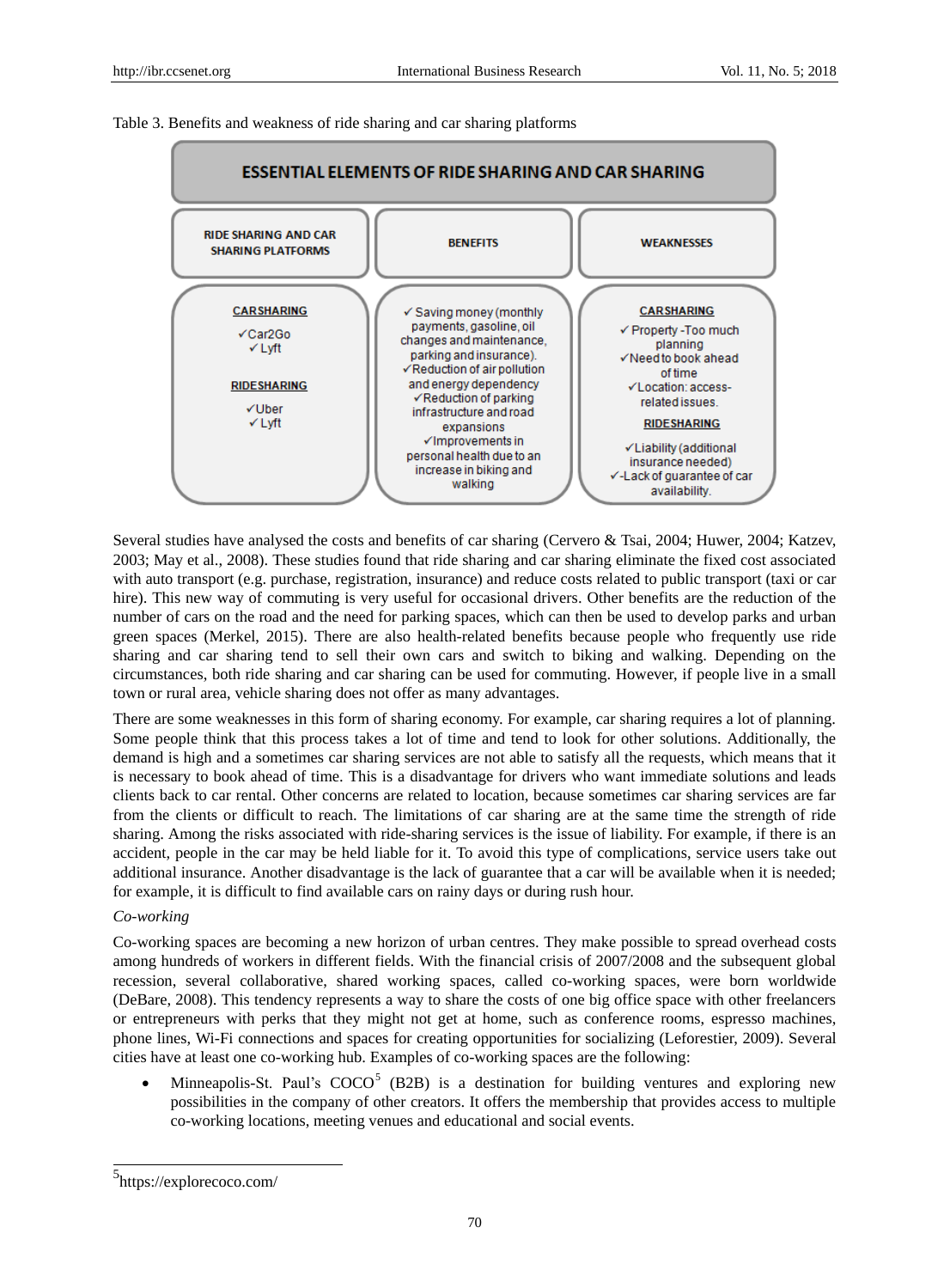Table 3. Benefits and weakness of ride sharing and car sharing platforms

| ESSENTIAL ELEMENTS OF RIDE SHARING AND CAR SHARING | | |
|---|---|---|
| **RIDE SHARING AND CAR SHARING PLATFORMS** | **BENEFITS** | **WEAKNESSES** |
| **CARSHARING** ✓Car2Go ✓Lyft **RIDESHARING** ✓Uber ✓Lyft | ✓Saving money (monthly payments, gasoline, oil changes and maintenance, parking and insurance). ✓Reduction of air pollution and energy dependency ✓Reduction of parking infrastructure and road expansions ✓Improvements in personal health due to an increase in biking and walking | **CARSHARING** ✓Property -Too much planning ✓Need to book ahead of time ✓Location: access-related issues. **RIDESHARING** ✓Liability (additional insurance needed) ✓-Lack of guarantee of car availability. |

Several studies have analysed the costs and benefits of car sharing (Cervero & Tsai, 2004; Huwer, 2004; Katzev, 2003; May et al., 2008). These studies found that ride sharing and car sharing eliminate the fixed cost associated with auto transport (e.g. purchase, registration, insurance) and reduce costs related to public transport (taxi or car hire). This new way of commuting is very useful for occasional drivers. Other benefits are the reduction of the number of cars on the road and the need for parking spaces, which can then be used to develop parks and urban green spaces (Merkel, 2015). There are also health-related benefits because people who frequently use ride sharing and car sharing tend to sell their own cars and switch to biking and walking. Depending on the circumstances, both ride sharing and car sharing can be used for commuting. However, if people live in a small town or rural area, vehicle sharing does not offer as many advantages.

There are some weaknesses in this form of sharing economy. For example, car sharing requires a lot of planning. Some people think that this process takes a lot of time and tend to look for other solutions. Additionally, the demand is high and a sometimes car sharing services are not able to satisfy all the requests, which means that it is necessary to book ahead of time. This is a disadvantage for drivers who want immediate solutions and leads clients back to car rental. Other concerns are related to location, because sometimes car sharing services are far from the clients or difficult to reach. The limitations of car sharing are at the same time the strength of ride sharing. Among the risks associated with ride-sharing services is the issue of liability. For example, if there is an accident, people in the car may be held liable for it. To avoid this type of complications, service users take out additional insurance. Another disadvantage is the lack of guarantee that a car will be available when it is needed; for example, it is difficult to find available cars on rainy days or during rush hour.

*Co-working*

Co-working spaces are becoming a new horizon of urban centres. They make possible to spread overhead costs among hundreds of workers in different fields. With the financial crisis of 2007/2008 and the subsequent global recession, several collaborative, shared working spaces, called co-working spaces, were born worldwide (DeBare, 2008). This tendency represents a way to share the costs of one big office space with other freelancers or entrepreneurs with perks that they might not get at home, such as conference rooms, espresso machines, phone lines, Wi-Fi connections and spaces for creating opportunities for socializing (Leforestier, 2009). Several cities have at least one co-working hub. Examples of co-working spaces are the following:

- Minneapolis-St. Paul's COCO[5] (B2B) is a destination for building ventures and exploring new possibilities in the company of other creators. It offers the membership that provides access to multiple co-working locations, meeting venues and educational and social events.

[5]https://explorecoco.com/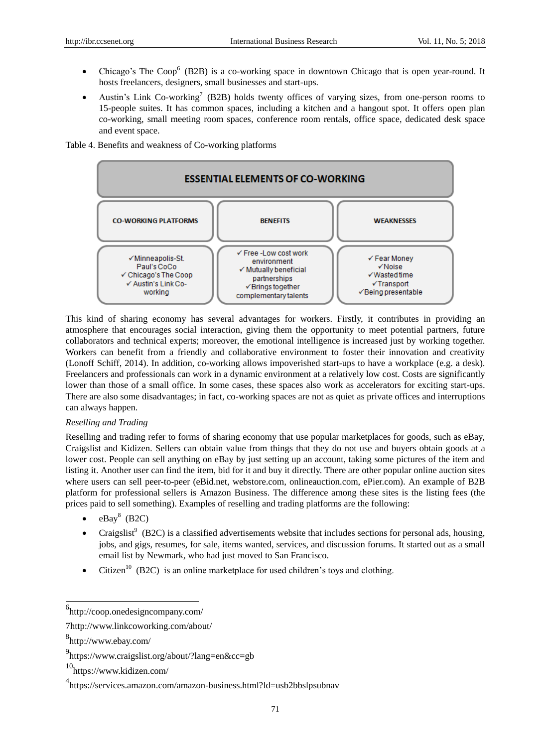- Chicago's The Coop[6] (B2B) is a co-working space in downtown Chicago that is open year-round. It hosts freelancers, designers, small businesses and start-ups.
- Austin's Link Co-working[7] (B2B) holds twenty offices of varying sizes, from one-person rooms to 15-people suites. It has common spaces, including a kitchen and a hangout spot. It offers open plan co-working, small meeting room spaces, conference room rentals, office space, dedicated desk space and event space.

Table 4. Benefits and weakness of Co-working platforms

| ESSENTIAL ELEMENTS OF CO-WORKING | | |
|---|---|---|
| **CO-WORKING PLATFORMS** | **BENEFITS** | **WEAKNESSES** |
| ✓Minneapolis-St. Paul's CoCo<br>✓ Chicago's The Coop<br>✓ Austin's Link Co-working | ✓ Free -Low cost work environment<br>✓ Mutually beneficial partnerships<br>✓Brings together complementary talents | ✓ Fear Money<br>✓Noise<br>✓Wasted time<br>✓Transport<br>✓Being presentable |

This kind of sharing economy has several advantages for workers. Firstly, it contributes in providing an atmosphere that encourages social interaction, giving them the opportunity to meet potential partners, future collaborators and technical experts; moreover, the emotional intelligence is increased just by working together. Workers can benefit from a friendly and collaborative environment to foster their innovation and creativity (Lonoff Schiff, 2014). In addition, co-working allows impoverished start-ups to have a workplace (e.g. a desk). Freelancers and professionals can work in a dynamic environment at a relatively low cost. Costs are significantly lower than those of a small office. In some cases, these spaces also work as accelerators for exciting start-ups. There are also some disadvantages; in fact, co-working spaces are not as quiet as private offices and interruptions can always happen.

*Reselling and Trading*

Reselling and trading refer to forms of sharing economy that use popular marketplaces for goods, such as eBay, Craigslist and Kidizen. Sellers can obtain value from things that they do not use and buyers obtain goods at a lower cost. People can sell anything on eBay by just setting up an account, taking some pictures of the item and listing it. Another user can find the item, bid for it and buy it directly. There are other popular online auction sites where users can sell peer-to-peer (eBid.net, webstore.com, onlineauction.com, ePier.com). An example of B2B platform for professional sellers is Amazon Business. The difference among these sites is the listing fees (the prices paid to sell something). Examples of reselling and trading platforms are the following:

- eBay[8] (B2C)
- Craigslist[9] (B2C) is a classified advertisements website that includes sections for personal ads, housing, jobs, and gigs, resumes, for sale, items wanted, services, and discussion forums. It started out as a small email list by Newmark, who had just moved to San Francisco.
- Citizen[10] (B2C) is an online marketplace for used children's toys and clothing.

---

[6]http://coop.onedesigncompany.com/

7http://www.linkcoworking.com/about/

[8]http://www.ebay.com/

[9]https://www.craigslist.org/about/?lang=en&cc=gb

[10]https://www.kidizen.com/

[4]https://services.amazon.com/amazon-business.html?ld=usb2bbslpsubnav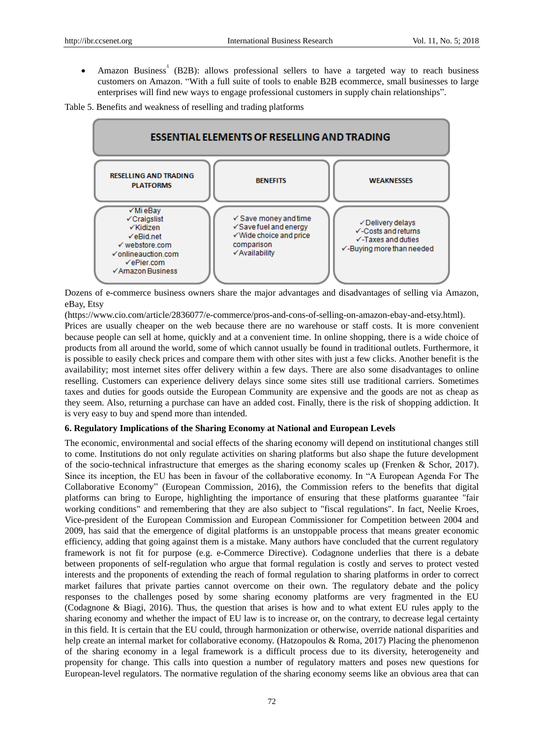- Amazon Business[4] (B2B): allows professional sellers to have a targeted way to reach business customers on Amazon. "With a full suite of tools to enable B2B ecommerce, small businesses to large enterprises will find new ways to engage professional customers in supply chain relationships".

Table 5. Benefits and weakness of reselling and trading platforms

| ESSENTIAL ELEMENTS OF RESELLING AND TRADING | | |
|---|---|---|
| **RESELLING AND TRADING PLATFORMS** | **BENEFITS** | **WEAKNESSES** |
| ✓Mi eBay<br>✓Craigslist<br>✓Kidizen<br>✓eBid.net<br>✓webstore.com<br>✓onlineauction.com<br>✓ePier.com<br>✓Amazon Business | ✓Save money and time<br>✓Save fuel and energy<br>✓Wide choice and price comparison<br>✓Availability | ✓Delivery delays<br>✓-Costs and returns<br>✓-Taxes and duties<br>✓-Buying more than needed |

Dozens of e-commerce business owners share the major advantages and disadvantages of selling via Amazon, eBay, Etsy (https://www.cio.com/article/2836077/e-commerce/pros-and-cons-of-selling-on-amazon-ebay-and-etsy.html). Prices are usually cheaper on the web because there are no warehouse or staff costs. It is more convenient because people can sell at home, quickly and at a convenient time. In online shopping, there is a wide choice of products from all around the world, some of which cannot usually be found in traditional outlets. Furthermore, it is possible to easily check prices and compare them with other sites with just a few clicks. Another benefit is the availability; most internet sites offer delivery within a few days. There are also some disadvantages to online reselling. Customers can experience delivery delays since some sites still use traditional carriers. Sometimes taxes and duties for goods outside the European Community are expensive and the goods are not as cheap as they seem. Also, returning a purchase can have an added cost. Finally, there is the risk of shopping addiction. It is very easy to buy and spend more than intended.

### 6. Regulatory Implications of the Sharing Economy at National and European Levels

The economic, environmental and social effects of the sharing economy will depend on institutional changes still to come. Institutions do not only regulate activities on sharing platforms but also shape the future development of the socio-technical infrastructure that emerges as the sharing economy scales up (Frenken & Schor, 2017). Since its inception, the EU has been in favour of the collaborative economy. In "A European Agenda For The Collaborative Economy" (European Commission, 2016), the Commission refers to the benefits that digital platforms can bring to Europe, highlighting the importance of ensuring that these platforms guarantee "fair working conditions" and remembering that they are also subject to "fiscal regulations". In fact, Neelie Kroes, Vice-president of the European Commission and European Commissioner for Competition between 2004 and 2009, has said that the emergence of digital platforms is an unstoppable process that means greater economic efficiency, adding that going against them is a mistake. Many authors have concluded that the current regulatory framework is not fit for purpose (e.g. e-Commerce Directive). Codagnone underlies that there is a debate between proponents of self-regulation who argue that formal regulation is costly and serves to protect vested interests and the proponents of extending the reach of formal regulation to sharing platforms in order to correct market failures that private parties cannot overcome on their own. The regulatory debate and the policy responses to the challenges posed by some sharing economy platforms are very fragmented in the EU (Codagnone & Biagi, 2016). Thus, the question that arises is how and to what extent EU rules apply to the sharing economy and whether the impact of EU law is to increase or, on the contrary, to decrease legal certainty in this field. It is certain that the EU could, through harmonization or otherwise, override national disparities and help create an internal market for collaborative economy. (Hatzopoulos & Roma, 2017) Placing the phenomenon of the sharing economy in a legal framework is a difficult process due to its diversity, heterogeneity and propensity for change. This calls into question a number of regulatory matters and poses new questions for European-level regulators. The normative regulation of the sharing economy seems like an obvious area that can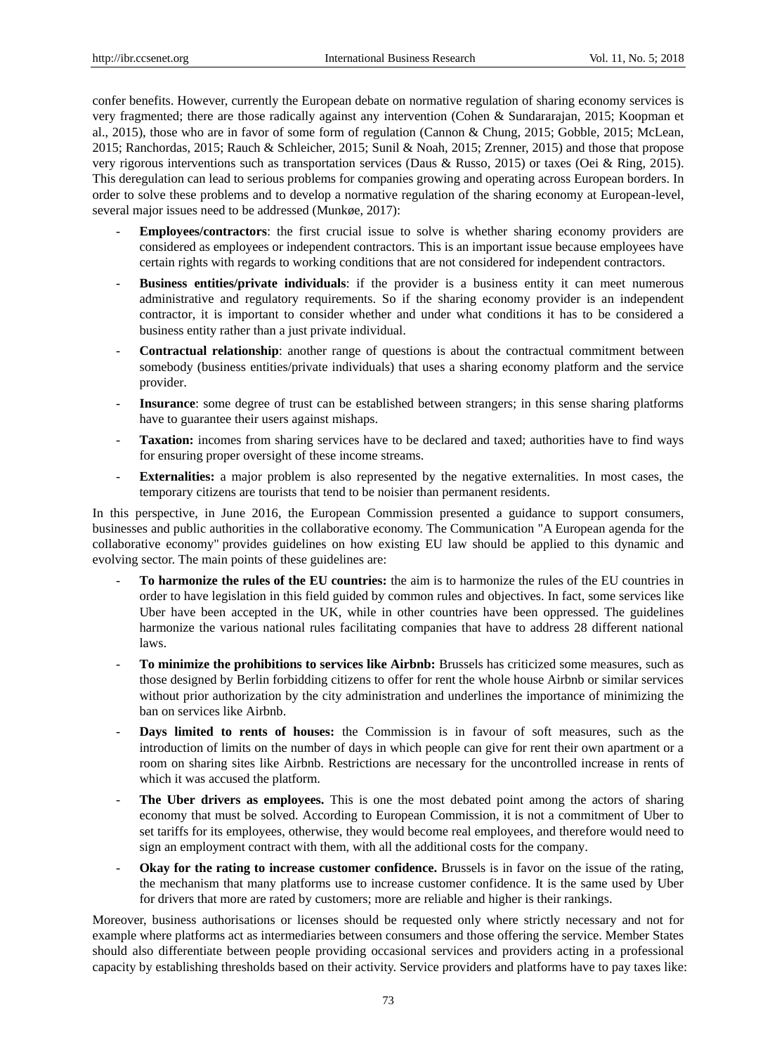confer benefits. However, currently the European debate on normative regulation of sharing economy services is very fragmented; there are those radically against any intervention (Cohen & Sundararajan, 2015; Koopman et al., 2015), those who are in favor of some form of regulation (Cannon & Chung, 2015; Gobble, 2015; McLean, 2015; Ranchordas, 2015; Rauch & Schleicher, 2015; Sunil & Noah, 2015; Zrenner, 2015) and those that propose very rigorous interventions such as transportation services (Daus & Russo, 2015) or taxes (Oei & Ring, 2015). This deregulation can lead to serious problems for companies growing and operating across European borders. In order to solve these problems and to develop a normative regulation of the sharing economy at European-level, several major issues need to be addressed (Munkøe, 2017):

- **Employees/contractors**: the first crucial issue to solve is whether sharing economy providers are considered as employees or independent contractors. This is an important issue because employees have certain rights with regards to working conditions that are not considered for independent contractors.
- **Business entities/private individuals**: if the provider is a business entity it can meet numerous administrative and regulatory requirements. So if the sharing economy provider is an independent contractor, it is important to consider whether and under what conditions it has to be considered a business entity rather than a just private individual.
- **Contractual relationship**: another range of questions is about the contractual commitment between somebody (business entities/private individuals) that uses a sharing economy platform and the service provider.
- **Insurance**: some degree of trust can be established between strangers; in this sense sharing platforms have to guarantee their users against mishaps.
- **Taxation:** incomes from sharing services have to be declared and taxed; authorities have to find ways for ensuring proper oversight of these income streams.
- **Externalities:** a major problem is also represented by the negative externalities. In most cases, the temporary citizens are tourists that tend to be noisier than permanent residents.

In this perspective, in June 2016, the European Commission presented a guidance to support consumers, businesses and public authorities in the collaborative economy. The Communication "A European agenda for the collaborative economy" provides guidelines on how existing EU law should be applied to this dynamic and evolving sector. The main points of these guidelines are:

- **To harmonize the rules of the EU countries:** the aim is to harmonize the rules of the EU countries in order to have legislation in this field guided by common rules and objectives. In fact, some services like Uber have been accepted in the UK, while in other countries have been oppressed. The guidelines harmonize the various national rules facilitating companies that have to address 28 different national laws.
- **To minimize the prohibitions to services like Airbnb:** Brussels has criticized some measures, such as those designed by Berlin forbidding citizens to offer for rent the whole house Airbnb or similar services without prior authorization by the city administration and underlines the importance of minimizing the ban on services like Airbnb.
- **Days limited to rents of houses:** the Commission is in favour of soft measures, such as the introduction of limits on the number of days in which people can give for rent their own apartment or a room on sharing sites like Airbnb. Restrictions are necessary for the uncontrolled increase in rents of which it was accused the platform.
- **The Uber drivers as employees.** This is one the most debated point among the actors of sharing economy that must be solved. According to European Commission, it is not a commitment of Uber to set tariffs for its employees, otherwise, they would become real employees, and therefore would need to sign an employment contract with them, with all the additional costs for the company.
- **Okay for the rating to increase customer confidence.** Brussels is in favor on the issue of the rating, the mechanism that many platforms use to increase customer confidence. It is the same used by Uber for drivers that more are rated by customers; more are reliable and higher is their rankings.

Moreover, business authorisations or licenses should be requested only where strictly necessary and not for example where platforms act as intermediaries between consumers and those offering the service. Member States should also differentiate between people providing occasional services and providers acting in a professional capacity by establishing thresholds based on their activity. Service providers and platforms have to pay taxes like: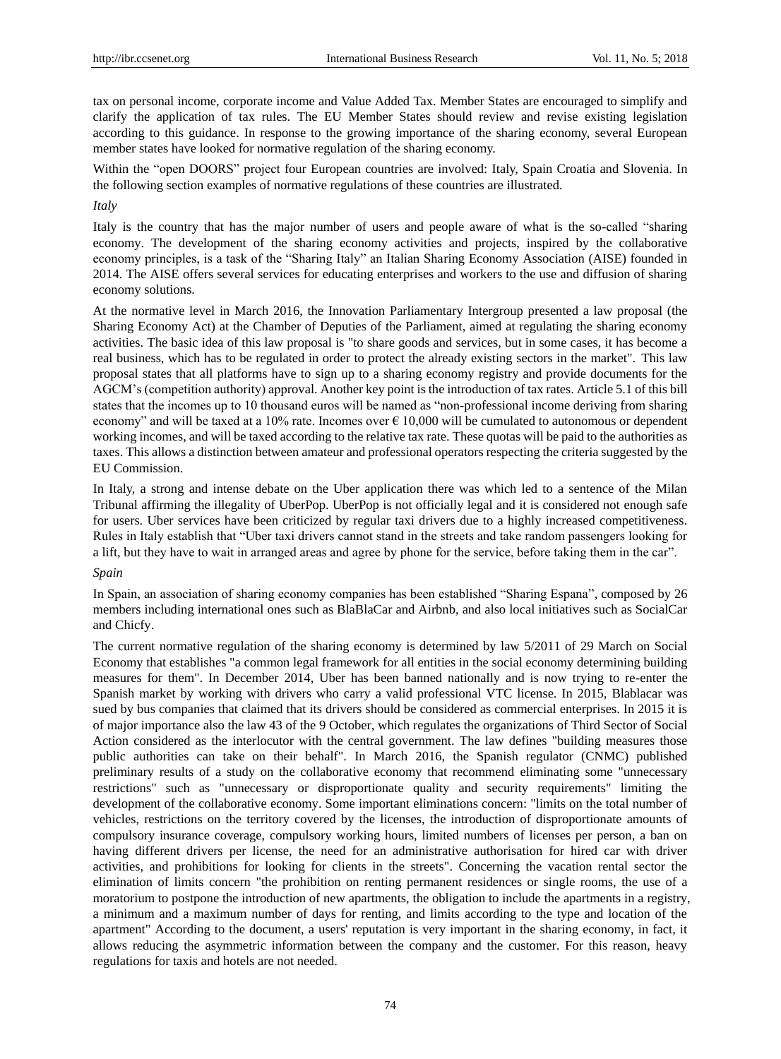tax on personal income, corporate income and Value Added Tax. Member States are encouraged to simplify and clarify the application of tax rules. The EU Member States should review and revise existing legislation according to this guidance. In response to the growing importance of the sharing economy, several European member states have looked for normative regulation of the sharing economy.

Within the "open DOORS" project four European countries are involved: Italy, Spain Croatia and Slovenia. In the following section examples of normative regulations of these countries are illustrated.

*Italy*

Italy is the country that has the major number of users and people aware of what is the so-called "sharing economy. The development of the sharing economy activities and projects, inspired by the collaborative economy principles, is a task of the "Sharing Italy" an Italian Sharing Economy Association (AISE) founded in 2014. The AISE offers several services for educating enterprises and workers to the use and diffusion of sharing economy solutions.

At the normative level in March 2016, the Innovation Parliamentary Intergroup presented a law proposal (the Sharing Economy Act) at the Chamber of Deputies of the Parliament, aimed at regulating the sharing economy activities. The basic idea of this law proposal is "to share goods and services, but in some cases, it has become a real business, which has to be regulated in order to protect the already existing sectors in the market". This law proposal states that all platforms have to sign up to a sharing economy registry and provide documents for the AGCM's (competition authority) approval. Another key point is the introduction of tax rates. Article 5.1 of this bill states that the incomes up to 10 thousand euros will be named as "non-professional income deriving from sharing economy" and will be taxed at a 10% rate. Incomes over € 10,000 will be cumulated to autonomous or dependent working incomes, and will be taxed according to the relative tax rate. These quotas will be paid to the authorities as taxes. This allows a distinction between amateur and professional operators respecting the criteria suggested by the EU Commission.

In Italy, a strong and intense debate on the Uber application there was which led to a sentence of the Milan Tribunal affirming the illegality of UberPop. UberPop is not officially legal and it is considered not enough safe for users. Uber services have been criticized by regular taxi drivers due to a highly increased competitiveness. Rules in Italy establish that "Uber taxi drivers cannot stand in the streets and take random passengers looking for a lift, but they have to wait in arranged areas and agree by phone for the service, before taking them in the car".

*Spain*

In Spain, an association of sharing economy companies has been established "Sharing Espana", composed by 26 members including international ones such as BlaBlaCar and Airbnb, and also local initiatives such as SocialCar and Chicfy.

The current normative regulation of the sharing economy is determined by law 5/2011 of 29 March on Social Economy that establishes "a common legal framework for all entities in the social economy determining building measures for them". In December 2014, Uber has been banned nationally and is now trying to re-enter the Spanish market by working with drivers who carry a valid professional VTC license. In 2015, Blablacar was sued by bus companies that claimed that its drivers should be considered as commercial enterprises. In 2015 it is of major importance also the law 43 of the 9 October, which regulates the organizations of Third Sector of Social Action considered as the interlocutor with the central government. The law defines "building measures those public authorities can take on their behalf". In March 2016, the Spanish regulator (CNMC) published preliminary results of a study on the collaborative economy that recommend eliminating some "unnecessary restrictions" such as "unnecessary or disproportionate quality and security requirements" limiting the development of the collaborative economy. Some important eliminations concern: "limits on the total number of vehicles, restrictions on the territory covered by the licenses, the introduction of disproportionate amounts of compulsory insurance coverage, compulsory working hours, limited numbers of licenses per person, a ban on having different drivers per license, the need for an administrative authorisation for hired car with driver activities, and prohibitions for looking for clients in the streets". Concerning the vacation rental sector the elimination of limits concern "the prohibition on renting permanent residences or single rooms, the use of a moratorium to postpone the introduction of new apartments, the obligation to include the apartments in a registry, a minimum and a maximum number of days for renting, and limits according to the type and location of the apartment" According to the document, a users' reputation is very important in the sharing economy, in fact, it allows reducing the asymmetric information between the company and the customer. For this reason, heavy regulations for taxis and hotels are not needed.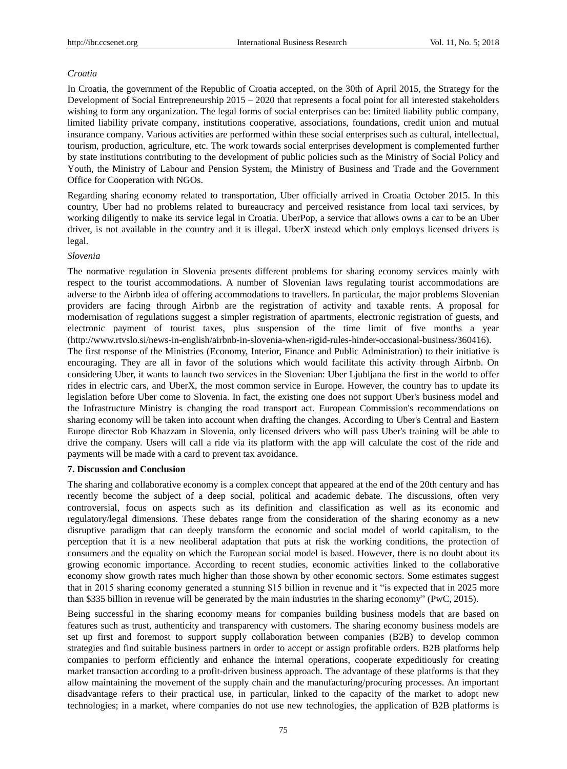*Croatia*

In Croatia, the government of the Republic of Croatia accepted, on the 30th of April 2015, the Strategy for the Development of Social Entrepreneurship 2015 – 2020 that represents a focal point for all interested stakeholders wishing to form any organization. The legal forms of social enterprises can be: limited liability public company, limited liability private company, institutions cooperative, associations, foundations, credit union and mutual insurance company. Various activities are performed within these social enterprises such as cultural, intellectual, tourism, production, agriculture, etc. The work towards social enterprises development is complemented further by state institutions contributing to the development of public policies such as the Ministry of Social Policy and Youth, the Ministry of Labour and Pension System, the Ministry of Business and Trade and the Government Office for Cooperation with NGOs.

Regarding sharing economy related to transportation, Uber officially arrived in Croatia October 2015. In this country, Uber had no problems related to bureaucracy and perceived resistance from local taxi services, by working diligently to make its service legal in Croatia. UberPop, a service that allows owns a car to be an Uber driver, is not available in the country and it is illegal. UberX instead which only employs licensed drivers is legal.

*Slovenia*

The normative regulation in Slovenia presents different problems for sharing economy services mainly with respect to the tourist accommodations. A number of Slovenian laws regulating tourist accommodations are adverse to the Airbnb idea of offering accommodations to travellers. In particular, the major problems Slovenian providers are facing through Airbnb are the registration of activity and taxable rents. A proposal for modernisation of regulations suggest a simpler registration of apartments, electronic registration of guests, and electronic payment of tourist taxes, plus suspension of the time limit of five months a year (http://www.rtvslo.si/news-in-english/airbnb-in-slovenia-when-rigid-rules-hinder-occasional-business/360416).
The first response of the Ministries (Economy, Interior, Finance and Public Administration) to their initiative is encouraging. They are all in favor of the solutions which would facilitate this activity through Airbnb. On considering Uber, it wants to launch two services in the Slovenian: Uber Ljubljana the first in the world to offer rides in electric cars, and UberX, the most common service in Europe. However, the country has to update its legislation before Uber come to Slovenia. In fact, the existing one does not support Uber's business model and the Infrastructure Ministry is changing the road transport act. European Commission's recommendations on sharing economy will be taken into account when drafting the changes. According to Uber's Central and Eastern Europe director Rob Khazzam in Slovenia, only licensed drivers who will pass Uber's training will be able to drive the company. Users will call a ride via its platform with the app will calculate the cost of the ride and payments will be made with a card to prevent tax avoidance.

**7. Discussion and Conclusion**

The sharing and collaborative economy is a complex concept that appeared at the end of the 20th century and has recently become the subject of a deep social, political and academic debate. The discussions, often very controversial, focus on aspects such as its definition and classification as well as its economic and regulatory/legal dimensions. These debates range from the consideration of the sharing economy as a new disruptive paradigm that can deeply transform the economic and social model of world capitalism, to the perception that it is a new neoliberal adaptation that puts at risk the working conditions, the protection of consumers and the equality on which the European social model is based. However, there is no doubt about its growing economic importance. According to recent studies, economic activities linked to the collaborative economy show growth rates much higher than those shown by other economic sectors. Some estimates suggest that in 2015 sharing economy generated a stunning $15 billion in revenue and it "is expected that in 2025 more than $335 billion in revenue will be generated by the main industries in the sharing economy" (PwC, 2015).

Being successful in the sharing economy means for companies building business models that are based on features such as trust, authenticity and transparency with customers. The sharing economy business models are set up first and foremost to support supply collaboration between companies (B2B) to develop common strategies and find suitable business partners in order to accept or assign profitable orders. B2B platforms help companies to perform efficiently and enhance the internal operations, cooperate expeditiously for creating market transaction according to a profit-driven business approach. The advantage of these platforms is that they allow maintaining the movement of the supply chain and the manufacturing/procuring processes. An important disadvantage refers to their practical use, in particular, linked to the capacity of the market to adopt new technologies; in a market, where companies do not use new technologies, the application of B2B platforms is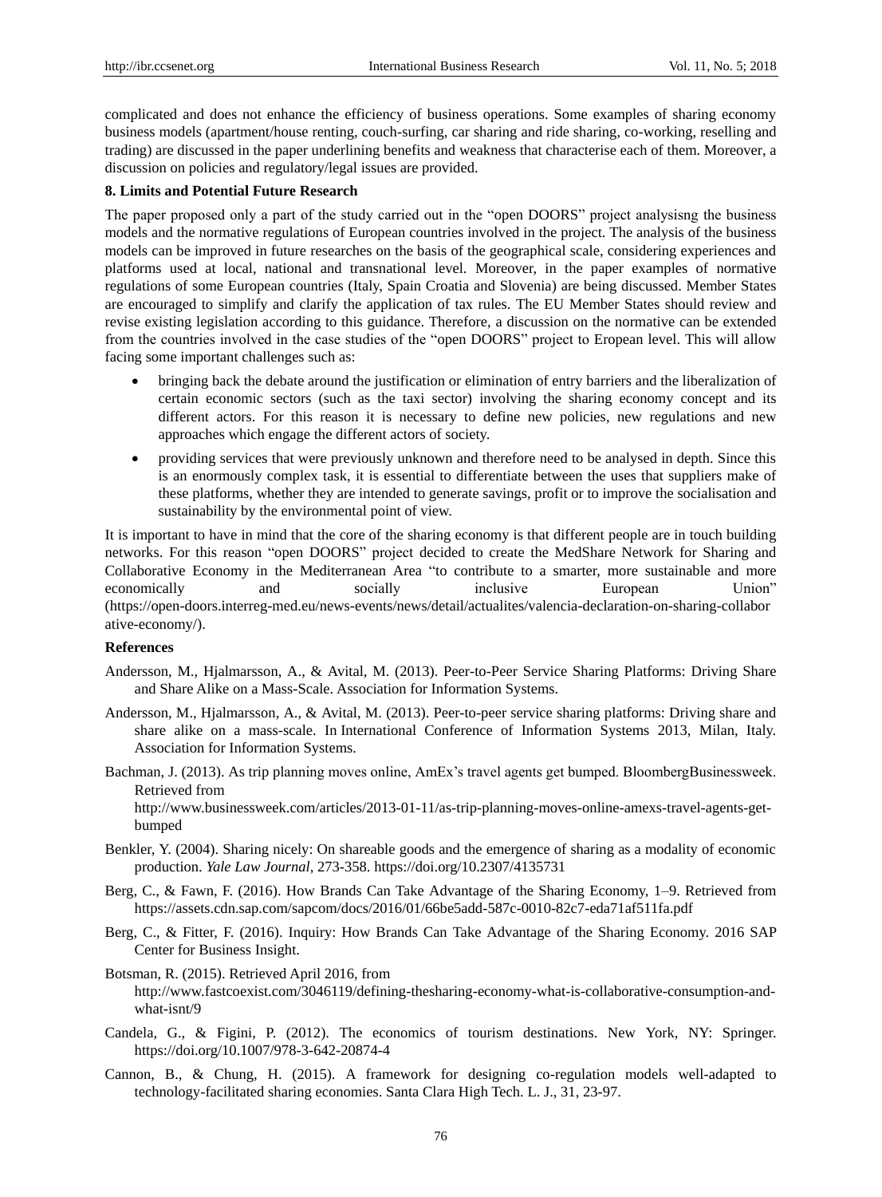complicated and does not enhance the efficiency of business operations. Some examples of sharing economy business models (apartment/house renting, couch-surfing, car sharing and ride sharing, co-working, reselling and trading) are discussed in the paper underlining benefits and weakness that characterise each of them. Moreover, a discussion on policies and regulatory/legal issues are provided.

## 8. Limits and Potential Future Research

The paper proposed only a part of the study carried out in the "open DOORS" project analysisng the business models and the normative regulations of European countries involved in the project. The analysis of the business models can be improved in future researches on the basis of the geographical scale, considering experiences and platforms used at local, national and transnational level. Moreover, in the paper examples of normative regulations of some European countries (Italy, Spain Croatia and Slovenia) are being discussed. Member States are encouraged to simplify and clarify the application of tax rules. The EU Member States should review and revise existing legislation according to this guidance. Therefore, a discussion on the normative can be extended from the countries involved in the case studies of the "open DOORS" project to Eropean level. This will allow facing some important challenges such as:

- bringing back the debate around the justification or elimination of entry barriers and the liberalization of certain economic sectors (such as the taxi sector) involving the sharing economy concept and its different actors. For this reason it is necessary to define new policies, new regulations and new approaches which engage the different actors of society.
- providing services that were previously unknown and therefore need to be analysed in depth. Since this is an enormously complex task, it is essential to differentiate between the uses that suppliers make of these platforms, whether they are intended to generate savings, profit or to improve the socialisation and sustainability by the environmental point of view.

It is important to have in mind that the core of the sharing economy is that different people are in touch building networks. For this reason "open DOORS" project decided to create the MedShare Network for Sharing and Collaborative Economy in the Mediterranean Area "to contribute to a smarter, more sustainable and more economically and socially inclusive European Union" (https://open-doors.interreg-med.eu/news-events/news/detail/actualites/valencia-declaration-on-sharing-collaborative-economy/).

## References

Andersson, M., Hjalmarsson, A., & Avital, M. (2013). Peer-to-Peer Service Sharing Platforms: Driving Share and Share Alike on a Mass-Scale. Association for Information Systems.

Andersson, M., Hjalmarsson, A., & Avital, M. (2013). Peer-to-peer service sharing platforms: Driving share and share alike on a mass-scale. In International Conference of Information Systems 2013, Milan, Italy. Association for Information Systems.

Bachman, J. (2013). As trip planning moves online, AmEx's travel agents get bumped. BloombergBusinessweek. Retrieved from http://www.businessweek.com/articles/2013-01-11/as-trip-planning-moves-online-amexs-travel-agents-get-bumped

Benkler, Y. (2004). Sharing nicely: On shareable goods and the emergence of sharing as a modality of economic production. *Yale Law Journal*, 273-358. https://doi.org/10.2307/4135731

Berg, C., & Fawn, F. (2016). How Brands Can Take Advantage of the Sharing Economy, 1–9. Retrieved from https://assets.cdn.sap.com/sapcom/docs/2016/01/66be5add-587c-0010-82c7-eda71af511fa.pdf

Berg, C., & Fitter, F. (2016). Inquiry: How Brands Can Take Advantage of the Sharing Economy. 2016 SAP Center for Business Insight.

Botsman, R. (2015). Retrieved April 2016, from http://www.fastcoexist.com/3046119/defining-thesharing-economy-what-is-collaborative-consumption-and-what-isnt/9

Candela, G., & Figini, P. (2012). The economics of tourism destinations. New York, NY: Springer. https://doi.org/10.1007/978-3-642-20874-4

Cannon, B., & Chung, H. (2015). A framework for designing co-regulation models well-adapted to technology-facilitated sharing economies. Santa Clara High Tech. L. J., 31, 23-97.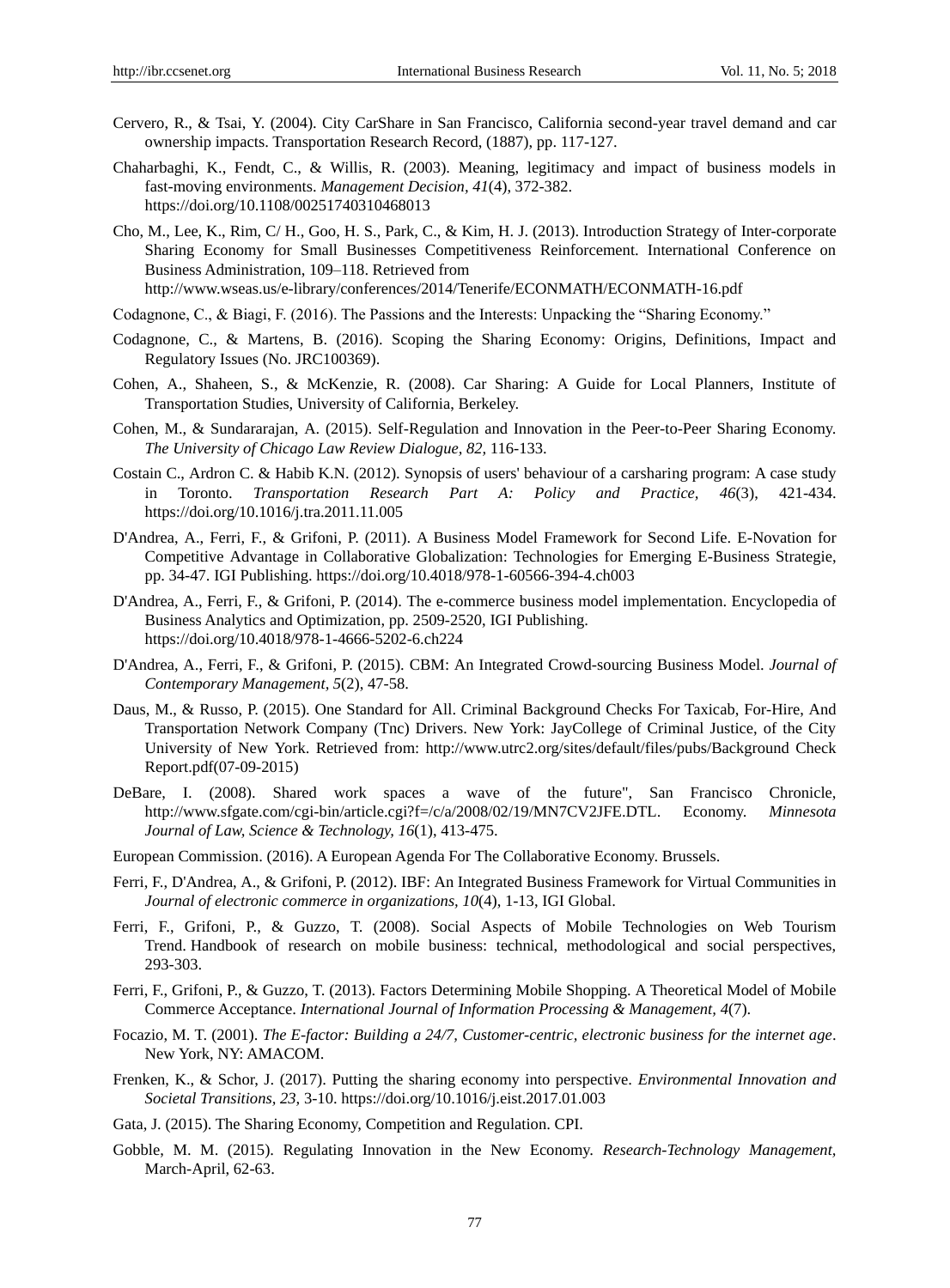Cervero, R., & Tsai, Y. (2004). City CarShare in San Francisco, California second-year travel demand and car ownership impacts. Transportation Research Record, (1887), pp. 117-127.

Chaharbaghi, K., Fendt, C., & Willis, R. (2003). Meaning, legitimacy and impact of business models in fast-moving environments. *Management Decision, 41*(4), 372-382. https://doi.org/10.1108/00251740310468013

Cho, M., Lee, K., Rim, C/ H., Goo, H. S., Park, C., & Kim, H. J. (2013). Introduction Strategy of Inter-corporate Sharing Economy for Small Businesses Competitiveness Reinforcement. International Conference on Business Administration, 109–118. Retrieved from http://www.wseas.us/e-library/conferences/2014/Tenerife/ECONMATH/ECONMATH-16.pdf

Codagnone, C., & Biagi, F. (2016). The Passions and the Interests: Unpacking the "Sharing Economy."

Codagnone, C., & Martens, B. (2016). Scoping the Sharing Economy: Origins, Definitions, Impact and Regulatory Issues (No. JRC100369).

Cohen, A., Shaheen, S., & McKenzie, R. (2008). Car Sharing: A Guide for Local Planners, Institute of Transportation Studies, University of California, Berkeley.

Cohen, M., & Sundararajan, A. (2015). Self-Regulation and Innovation in the Peer-to-Peer Sharing Economy. *The University of Chicago Law Review Dialogue, 82,* 116-133.

Costain C., Ardron C. & Habib K.N. (2012). Synopsis of users' behaviour of a carsharing program: A case study in Toronto. *Transportation Research Part A: Policy and Practice, 46*(3), 421-434. https://doi.org/10.1016/j.tra.2011.11.005

D'Andrea, A., Ferri, F., & Grifoni, P. (2011). A Business Model Framework for Second Life. E-Novation for Competitive Advantage in Collaborative Globalization: Technologies for Emerging E-Business Strategie, pp. 34-47. IGI Publishing. https://doi.org/10.4018/978-1-60566-394-4.ch003

D'Andrea, A., Ferri, F., & Grifoni, P. (2014). The e-commerce business model implementation. Encyclopedia of Business Analytics and Optimization, pp. 2509-2520, IGI Publishing. https://doi.org/10.4018/978-1-4666-5202-6.ch224

D'Andrea, A., Ferri, F., & Grifoni, P. (2015). CBM: An Integrated Crowd-sourcing Business Model. *Journal of Contemporary Management, 5*(2), 47-58.

Daus, M., & Russo, P. (2015). One Standard for All. Criminal Background Checks For Taxicab, For-Hire, And Transportation Network Company (Tnc) Drivers. New York: JayCollege of Criminal Justice, of the City University of New York. Retrieved from: http://www.utrc2.org/sites/default/files/pubs/Background Check Report.pdf(07-09-2015)

DeBare, I. (2008). Shared work spaces a wave of the future", San Francisco Chronicle, http://www.sfgate.com/cgi-bin/article.cgi?f=/c/a/2008/02/19/MN7CV2JFE.DTL. Economy. *Minnesota Journal of Law, Science & Technology, 16*(1), 413-475.

European Commission. (2016). A European Agenda For The Collaborative Economy. Brussels.

Ferri, F., D'Andrea, A., & Grifoni, P. (2012). IBF: An Integrated Business Framework for Virtual Communities in *Journal of electronic commerce in organizations, 10*(4), 1-13, IGI Global.

Ferri, F., Grifoni, P., & Guzzo, T. (2008). Social Aspects of Mobile Technologies on Web Tourism Trend. Handbook of research on mobile business: technical, methodological and social perspectives, 293-303.

Ferri, F., Grifoni, P., & Guzzo, T. (2013). Factors Determining Mobile Shopping. A Theoretical Model of Mobile Commerce Acceptance. *International Journal of Information Processing & Management, 4*(7).

Focazio, M. T. (2001). *The E-factor: Building a 24/7, Customer-centric, electronic business for the internet age*. New York, NY: AMACOM.

Frenken, K., & Schor, J. (2017). Putting the sharing economy into perspective. *Environmental Innovation and Societal Transitions, 23,* 3-10. https://doi.org/10.1016/j.eist.2017.01.003

Gata, J. (2015). The Sharing Economy, Competition and Regulation. CPI.

Gobble, M. M. (2015). Regulating Innovation in the New Economy. *Research-Technology Management,* March-April, 62-63.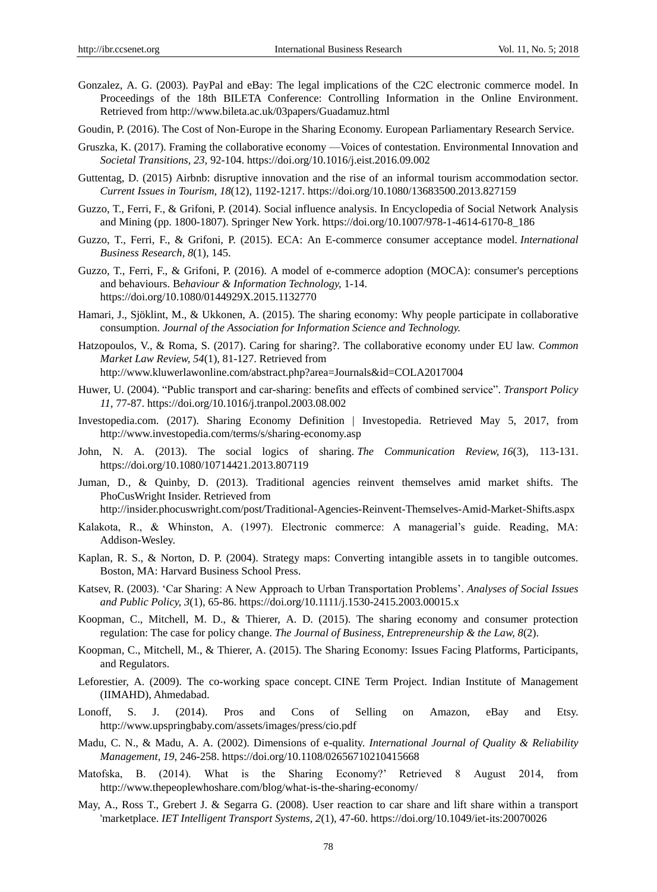Gonzalez, A. G. (2003). PayPal and eBay: The legal implications of the C2C electronic commerce model. In Proceedings of the 18th BILETA Conference: Controlling Information in the Online Environment. Retrieved from http://www.bileta.ac.uk/03papers/Guadamuz.html

Goudin, P. (2016). The Cost of Non-Europe in the Sharing Economy. European Parliamentary Research Service.

Gruszka, K. (2017). Framing the collaborative economy —Voices of contestation. Environmental Innovation and *Societal Transitions, 23,* 92-104. https://doi.org/10.1016/j.eist.2016.09.002

Guttentag, D. (2015) Airbnb: disruptive innovation and the rise of an informal tourism accommodation sector. *Current Issues in Tourism, 18*(12), 1192-1217. https://doi.org/10.1080/13683500.2013.827159

Guzzo, T., Ferri, F., & Grifoni, P. (2014). Social influence analysis. In Encyclopedia of Social Network Analysis and Mining (pp. 1800-1807). Springer New York. https://doi.org/10.1007/978-1-4614-6170-8_186

Guzzo, T., Ferri, F., & Grifoni, P. (2015). ECA: An E-commerce consumer acceptance model. *International Business Research, 8*(1), 145.

Guzzo, T., Ferri, F., & Grifoni, P. (2016). A model of e-commerce adoption (MOCA): consumer's perceptions and behaviours. B*ehaviour & Information Technology,* 1-14. https://doi.org/10.1080/0144929X.2015.1132770

Hamari, J., Sjöklint, M., & Ukkonen, A. (2015). The sharing economy: Why people participate in collaborative consumption. *Journal of the Association for Information Science and Technology.*

Hatzopoulos, V., & Roma, S. (2017). Caring for sharing?. The collaborative economy under EU law. *Common Market Law Review, 54*(1), 81-127. Retrieved from http://www.kluwerlawonline.com/abstract.php?area=Journals&id=COLA2017004

Huwer, U. (2004). "Public transport and car-sharing: benefits and effects of combined service". *Transport Policy 11,* 77-87. https://doi.org/10.1016/j.tranpol.2003.08.002

Investopedia.com. (2017). Sharing Economy Definition | Investopedia. Retrieved May 5, 2017, from http://www.investopedia.com/terms/s/sharing-economy.asp

John, N. A. (2013). The social logics of sharing. *The Communication Review, 16*(3), 113-131. https://doi.org/10.1080/10714421.2013.807119

Juman, D., & Quinby, D. (2013). Traditional agencies reinvent themselves amid market shifts. The PhoCusWright Insider. Retrieved from http://insider.phocuswright.com/post/Traditional-Agencies-Reinvent-Themselves-Amid-Market-Shifts.aspx

Kalakota, R., & Whinston, A. (1997). Electronic commerce: A managerial's guide. Reading, MA: Addison-Wesley.

Kaplan, R. S., & Norton, D. P. (2004). Strategy maps: Converting intangible assets in to tangible outcomes. Boston, MA: Harvard Business School Press.

Katsev, R. (2003). 'Car Sharing: A New Approach to Urban Transportation Problems'. *Analyses of Social Issues and Public Policy, 3*(1), 65-86. https://doi.org/10.1111/j.1530-2415.2003.00015.x

Koopman, C., Mitchell, M. D., & Thierer, A. D. (2015). The sharing economy and consumer protection regulation: The case for policy change. *The Journal of Business, Entrepreneurship & the Law, 8*(2).

Koopman, C., Mitchell, M., & Thierer, A. (2015). The Sharing Economy: Issues Facing Platforms, Participants, and Regulators.

Leforestier, A. (2009). The co-working space concept. CINE Term Project. Indian Institute of Management (IIMAHD), Ahmedabad.

Lonoff, S. J. (2014). Pros and Cons of Selling on Amazon, eBay and Etsy. http://www.upspringbaby.com/assets/images/press/cio.pdf

Madu, C. N., & Madu, A. A. (2002). Dimensions of e-quality. *International Journal of Quality & Reliability Management, 19,* 246-258. https://doi.org/10.1108/02656710210415668

Matofska, B. (2014). What is the Sharing Economy?' Retrieved 8 August 2014, from http://www.thepeoplewhoshare.com/blog/what-is-the-sharing-economy/

May, A., Ross T., Grebert J. & Segarra G. (2008). User reaction to car share and lift share within a transport 'marketplace. *IET Intelligent Transport Systems, 2*(1), 47-60. https://doi.org/10.1049/iet-its:20070026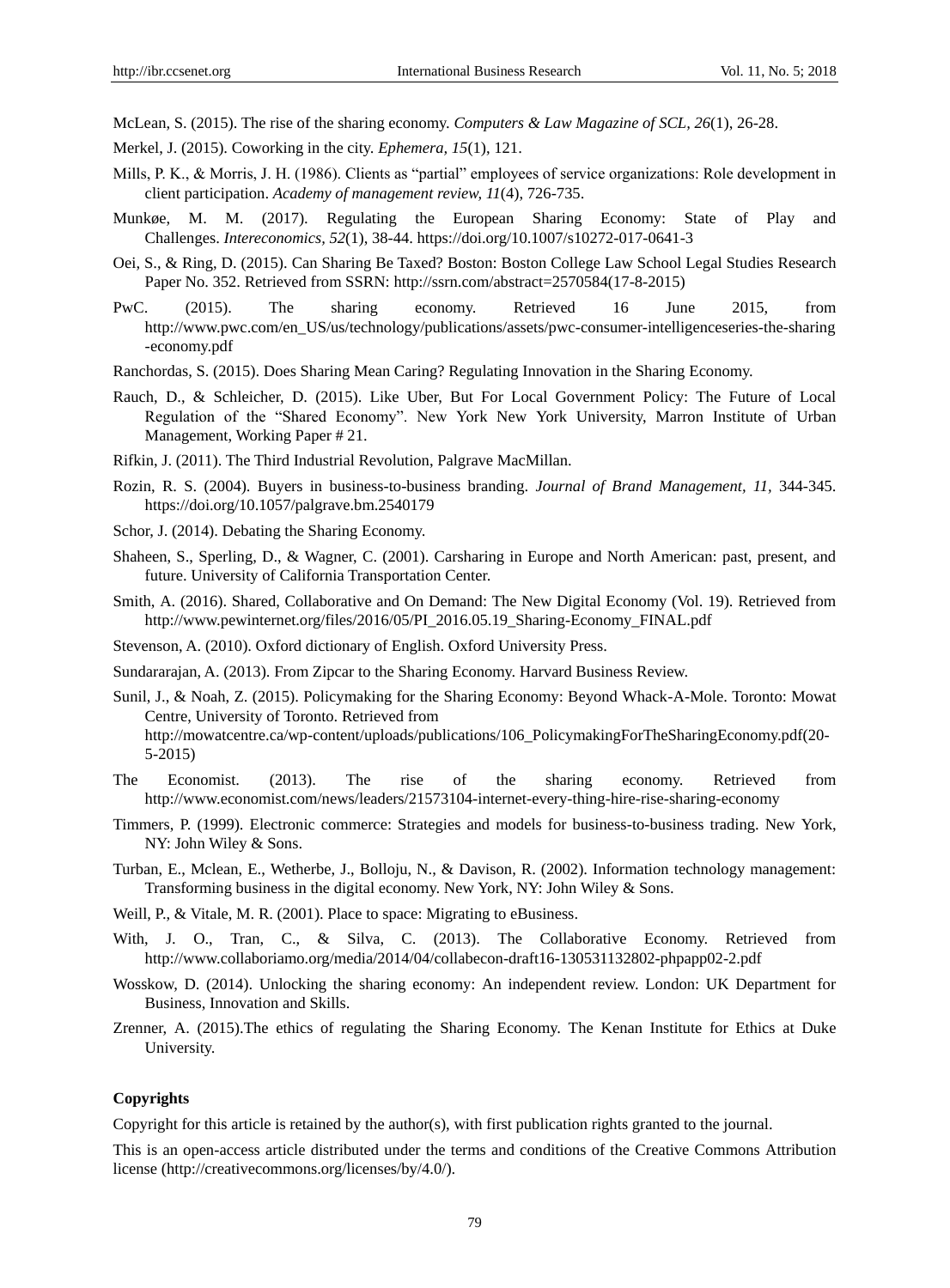McLean, S. (2015). The rise of the sharing economy. *Computers & Law Magazine of SCL, 26*(1), 26-28.

Merkel, J. (2015). Coworking in the city. *Ephemera, 15*(1), 121.

Mills, P. K., & Morris, J. H. (1986). Clients as "partial" employees of service organizations: Role development in client participation. *Academy of management review, 11*(4), 726-735.

Munkøe, M. M. (2017). Regulating the European Sharing Economy: State of Play and Challenges. *Intereconomics, 52*(1), 38-44. https://doi.org/10.1007/s10272-017-0641-3

Oei, S., & Ring, D. (2015). Can Sharing Be Taxed? Boston: Boston College Law School Legal Studies Research Paper No. 352. Retrieved from SSRN: http://ssrn.com/abstract=2570584(17-8-2015)

PwC. (2015). The sharing economy. Retrieved 16 June 2015, from http://www.pwc.com/en_US/us/technology/publications/assets/pwc-consumer-intelligenceseries-the-sharing-economy.pdf

Ranchordas, S. (2015). Does Sharing Mean Caring? Regulating Innovation in the Sharing Economy.

Rauch, D., & Schleicher, D. (2015). Like Uber, But For Local Government Policy: The Future of Local Regulation of the "Shared Economy". New York New York University, Marron Institute of Urban Management, Working Paper # 21.

Rifkin, J. (2011). The Third Industrial Revolution, Palgrave MacMillan.

Rozin, R. S. (2004). Buyers in business-to-business branding. *Journal of Brand Management, 11*, 344-345. https://doi.org/10.1057/palgrave.bm.2540179

Schor, J. (2014). Debating the Sharing Economy.

Shaheen, S., Sperling, D., & Wagner, C. (2001). Carsharing in Europe and North American: past, present, and future. University of California Transportation Center.

Smith, A. (2016). Shared, Collaborative and On Demand: The New Digital Economy (Vol. 19). Retrieved from http://www.pewinternet.org/files/2016/05/PI_2016.05.19_Sharing-Economy_FINAL.pdf

Stevenson, A. (2010). Oxford dictionary of English. Oxford University Press.

Sundararajan, A. (2013). From Zipcar to the Sharing Economy. Harvard Business Review.

Sunil, J., & Noah, Z. (2015). Policymaking for the Sharing Economy: Beyond Whack-A-Mole. Toronto: Mowat Centre, University of Toronto. Retrieved from http://mowatcentre.ca/wp-content/uploads/publications/106_PolicymakingForTheSharingEconomy.pdf(20-5-2015)

The Economist. (2013). The rise of the sharing economy. Retrieved from http://www.economist.com/news/leaders/21573104-internet-every-thing-hire-rise-sharing-economy

Timmers, P. (1999). Electronic commerce: Strategies and models for business-to-business trading. New York, NY: John Wiley & Sons.

Turban, E., Mclean, E., Wetherbe, J., Bolloju, N., & Davison, R. (2002). Information technology management: Transforming business in the digital economy. New York, NY: John Wiley & Sons.

Weill, P., & Vitale, M. R. (2001). Place to space: Migrating to eBusiness.

With, J. O., Tran, C., & Silva, C. (2013). The Collaborative Economy. Retrieved from http://www.collaboriamo.org/media/2014/04/collabecon-draft16-130531132802-phpapp02-2.pdf

Wosskow, D. (2014). Unlocking the sharing economy: An independent review. London: UK Department for Business, Innovation and Skills.

Zrenner, A. (2015).The ethics of regulating the Sharing Economy. The Kenan Institute for Ethics at Duke University.

**Copyrights**

Copyright for this article is retained by the author(s), with first publication rights granted to the journal.

This is an open-access article distributed under the terms and conditions of the Creative Commons Attribution license (http://creativecommons.org/licenses/by/4.0/).